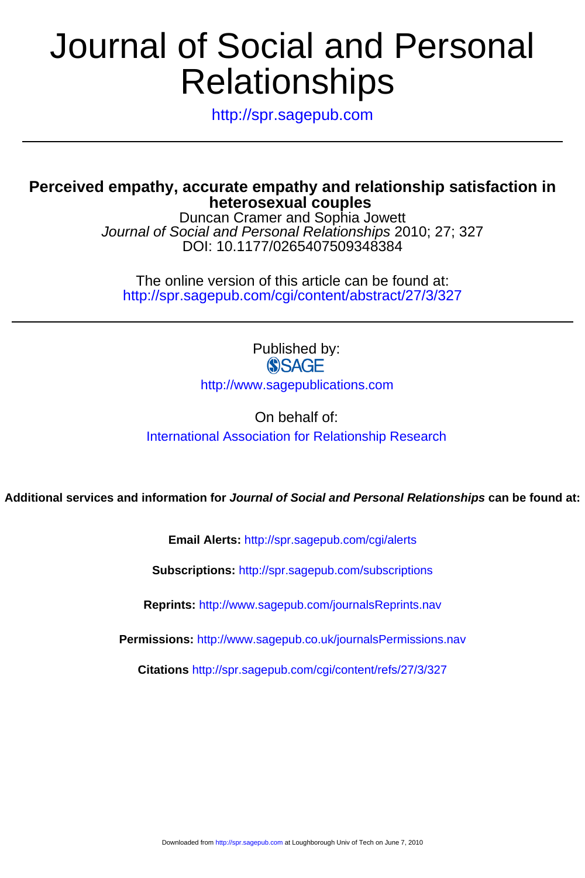# Journal of Social and Personal Relationships

http://spr.sagepub.com

## Perceived empathy, accurate empathy and relationship satisfaction in heterosexual couples

Duncan Cramer and Sophia Jowett

*Journal of Social and Personal Relationships* 2010; 27; 327

DOI: 10.1177/0265407509348384

The online version of this article can be found at:
http://spr.sagepub.com/cgi/content/abstract/27/3/327

Published by:
SAGE
http://www.sagepublications.com

On behalf of:
International Association for Relationship Research

**Additional services and information for *Journal of Social and Personal Relationships* can be found at:**

**Email Alerts:** http://spr.sagepub.com/cgi/alerts

**Subscriptions:** http://spr.sagepub.com/subscriptions

**Reprints:** http://www.sagepub.com/journalsReprints.nav

**Permissions:** http://www.sagepub.co.uk/journalsPermissions.nav

**Citations** http://spr.sagepub.com/cgi/content/refs/27/3/327

Downloaded from http://spr.sagepub.com at Loughborough Univ of Tech on June 7, 2010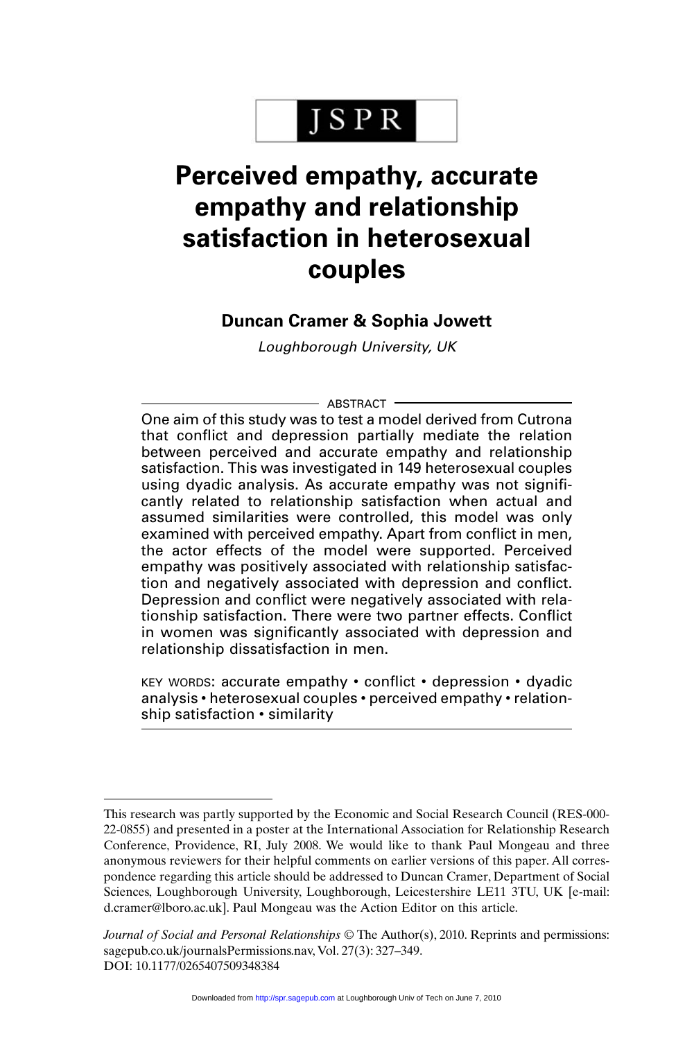# Perceived empathy, accurate empathy and relationship satisfaction in heterosexual couples

**Duncan Cramer & Sophia Jowett**

*Loughborough University, UK*

ABSTRACT

One aim of this study was to test a model derived from Cutrona that conflict and depression partially mediate the relation between perceived and accurate empathy and relationship satisfaction. This was investigated in 149 heterosexual couples using dyadic analysis. As accurate empathy was not significantly related to relationship satisfaction when actual and assumed similarities were controlled, this model was only examined with perceived empathy. Apart from conflict in men, the actor effects of the model were supported. Perceived empathy was positively associated with relationship satisfaction and negatively associated with depression and conflict. Depression and conflict were negatively associated with relationship satisfaction. There were two partner effects. Conflict in women was significantly associated with depression and relationship dissatisfaction in men.

KEY WORDS: accurate empathy • conflict • depression • dyadic analysis • heterosexual couples • perceived empathy • relationship satisfaction • similarity

This research was partly supported by the Economic and Social Research Council (RES-000-22-0855) and presented in a poster at the International Association for Relationship Research Conference, Providence, RI, July 2008. We would like to thank Paul Mongeau and three anonymous reviewers for their helpful comments on earlier versions of this paper. All correspondence regarding this article should be addressed to Duncan Cramer, Department of Social Sciences, Loughborough University, Loughborough, Leicestershire LE11 3TU, UK [e-mail: d.cramer@lboro.ac.uk]. Paul Mongeau was the Action Editor on this article.

*Journal of Social and Personal Relationships* © The Author(s), 2010. Reprints and permissions: sagepub.co.uk/journalsPermissions.nav, Vol. 27(3): 327–349.
DOI: 10.1177/0265407509348384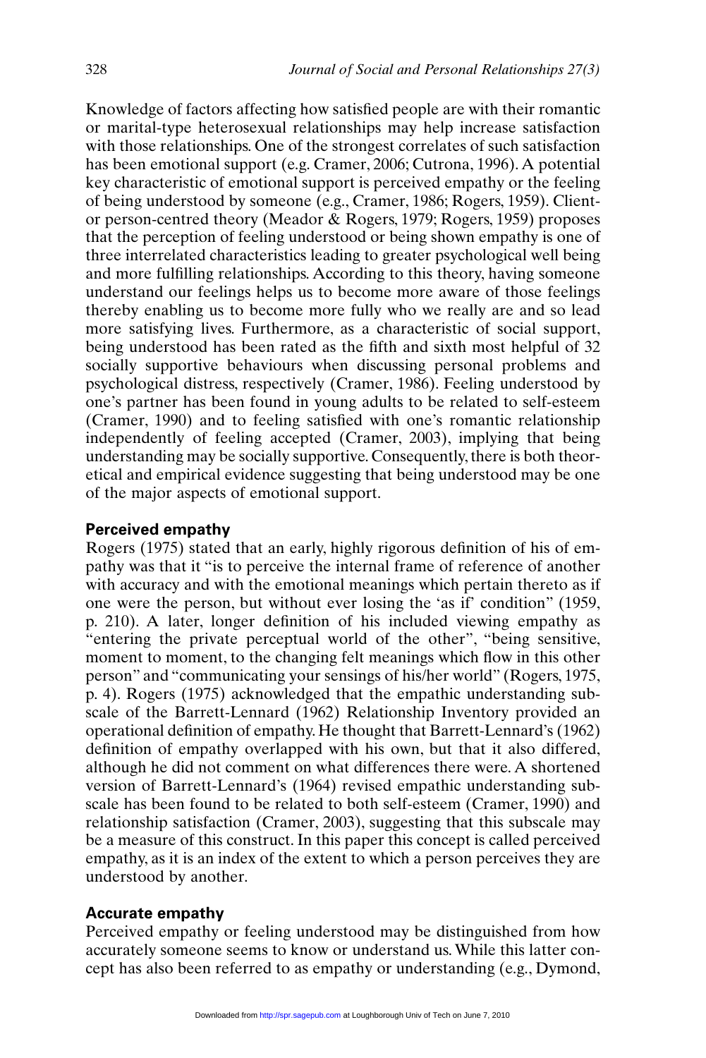Knowledge of factors affecting how satisfied people are with their romantic or marital-type heterosexual relationships may help increase satisfaction with those relationships. One of the strongest correlates of such satisfaction has been emotional support (e.g. Cramer, 2006; Cutrona, 1996). A potential key characteristic of emotional support is perceived empathy or the feeling of being understood by someone (e.g., Cramer, 1986; Rogers, 1959). Client- or person-centred theory (Meador & Rogers, 1979; Rogers, 1959) proposes that the perception of feeling understood or being shown empathy is one of three interrelated characteristics leading to greater psychological well being and more fulfilling relationships. According to this theory, having someone understand our feelings helps us to become more aware of those feelings thereby enabling us to become more fully who we really are and so lead more satisfying lives. Furthermore, as a characteristic of social support, being understood has been rated as the fifth and sixth most helpful of 32 socially supportive behaviours when discussing personal problems and psychological distress, respectively (Cramer, 1986). Feeling understood by one's partner has been found in young adults to be related to self-esteem (Cramer, 1990) and to feeling satisfied with one's romantic relationship independently of feeling accepted (Cramer, 2003), implying that being understanding may be socially supportive. Consequently, there is both theoretical and empirical evidence suggesting that being understood may be one of the major aspects of emotional support.

### Perceived empathy

Rogers (1975) stated that an early, highly rigorous definition of his of empathy was that it "is to perceive the internal frame of reference of another with accuracy and with the emotional meanings which pertain thereto as if one were the person, but without ever losing the 'as if' condition" (1959, p. 210). A later, longer definition of his included viewing empathy as "entering the private perceptual world of the other", "being sensitive, moment to moment, to the changing felt meanings which flow in this other person" and "communicating your sensings of his/her world" (Rogers, 1975, p. 4). Rogers (1975) acknowledged that the empathic understanding subscale of the Barrett-Lennard (1962) Relationship Inventory provided an operational definition of empathy. He thought that Barrett-Lennard's (1962) definition of empathy overlapped with his own, but that it also differed, although he did not comment on what differences there were. A shortened version of Barrett-Lennard's (1964) revised empathic understanding subscale has been found to be related to both self-esteem (Cramer, 1990) and relationship satisfaction (Cramer, 2003), suggesting that this subscale may be a measure of this construct. In this paper this concept is called perceived empathy, as it is an index of the extent to which a person perceives they are understood by another.

### Accurate empathy

Perceived empathy or feeling understood may be distinguished from how accurately someone seems to know or understand us. While this latter concept has also been referred to as empathy or understanding (e.g., Dymond,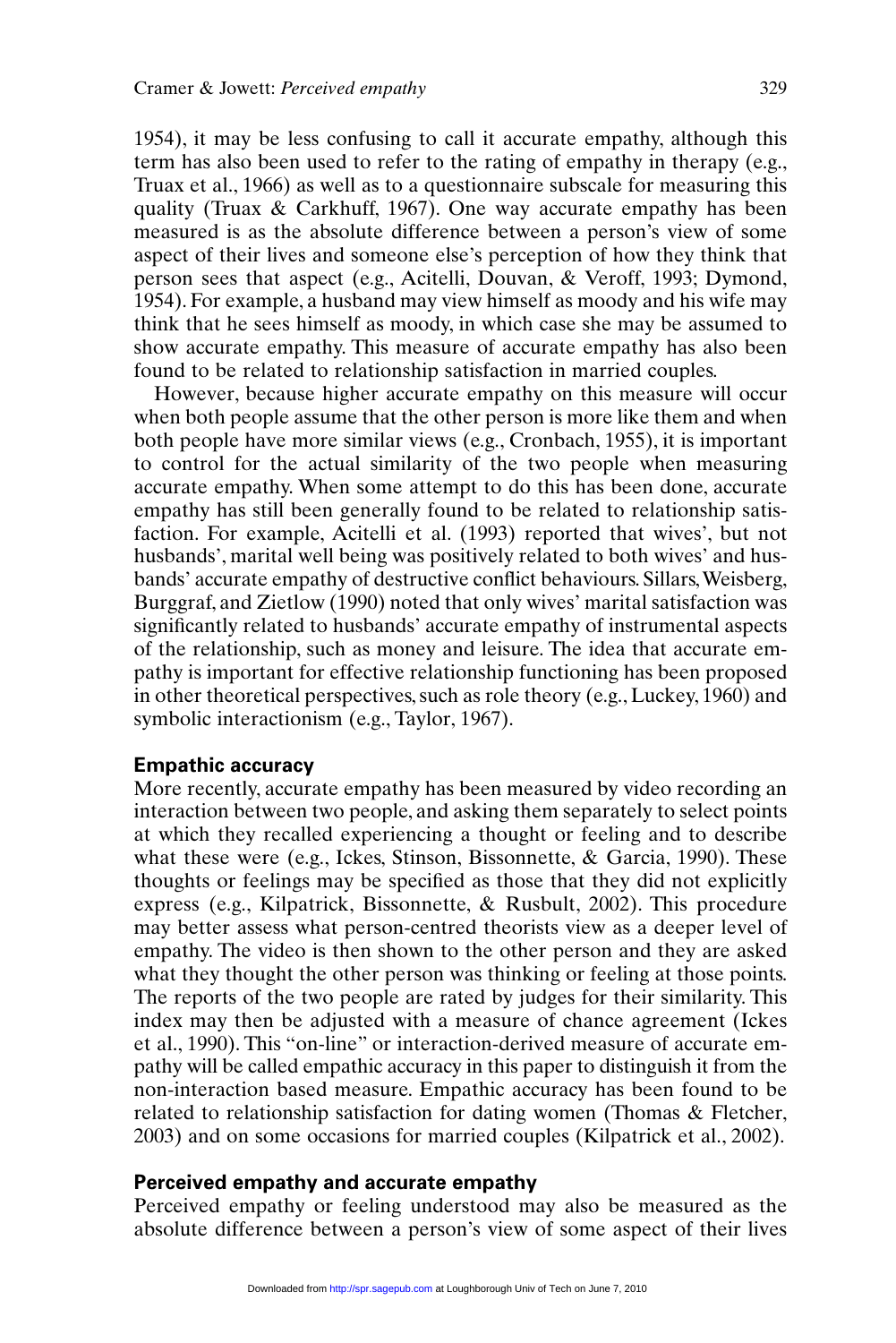1954), it may be less confusing to call it accurate empathy, although this term has also been used to refer to the rating of empathy in therapy (e.g., Truax et al., 1966) as well as to a questionnaire subscale for measuring this quality (Truax & Carkhuff, 1967). One way accurate empathy has been measured is as the absolute difference between a person's view of some aspect of their lives and someone else's perception of how they think that person sees that aspect (e.g., Acitelli, Douvan, & Veroff, 1993; Dymond, 1954). For example, a husband may view himself as moody and his wife may think that he sees himself as moody, in which case she may be assumed to show accurate empathy. This measure of accurate empathy has also been found to be related to relationship satisfaction in married couples.

However, because higher accurate empathy on this measure will occur when both people assume that the other person is more like them and when both people have more similar views (e.g., Cronbach, 1955), it is important to control for the actual similarity of the two people when measuring accurate empathy. When some attempt to do this has been done, accurate empathy has still been generally found to be related to relationship satisfaction. For example, Acitelli et al. (1993) reported that wives', but not husbands', marital well being was positively related to both wives' and husbands' accurate empathy of destructive conflict behaviours. Sillars, Weisberg, Burggraf, and Zietlow (1990) noted that only wives' marital satisfaction was significantly related to husbands' accurate empathy of instrumental aspects of the relationship, such as money and leisure. The idea that accurate empathy is important for effective relationship functioning has been proposed in other theoretical perspectives, such as role theory (e.g., Luckey, 1960) and symbolic interactionism (e.g., Taylor, 1967).

### Empathic accuracy

More recently, accurate empathy has been measured by video recording an interaction between two people, and asking them separately to select points at which they recalled experiencing a thought or feeling and to describe what these were (e.g., Ickes, Stinson, Bissonnette, & Garcia, 1990). These thoughts or feelings may be specified as those that they did not explicitly express (e.g., Kilpatrick, Bissonnette, & Rusbult, 2002). This procedure may better assess what person-centred theorists view as a deeper level of empathy. The video is then shown to the other person and they are asked what they thought the other person was thinking or feeling at those points. The reports of the two people are rated by judges for their similarity. This index may then be adjusted with a measure of chance agreement (Ickes et al., 1990). This "on-line" or interaction-derived measure of accurate empathy will be called empathic accuracy in this paper to distinguish it from the non-interaction based measure. Empathic accuracy has been found to be related to relationship satisfaction for dating women (Thomas & Fletcher, 2003) and on some occasions for married couples (Kilpatrick et al., 2002).

### Perceived empathy and accurate empathy

Perceived empathy or feeling understood may also be measured as the absolute difference between a person's view of some aspect of their lives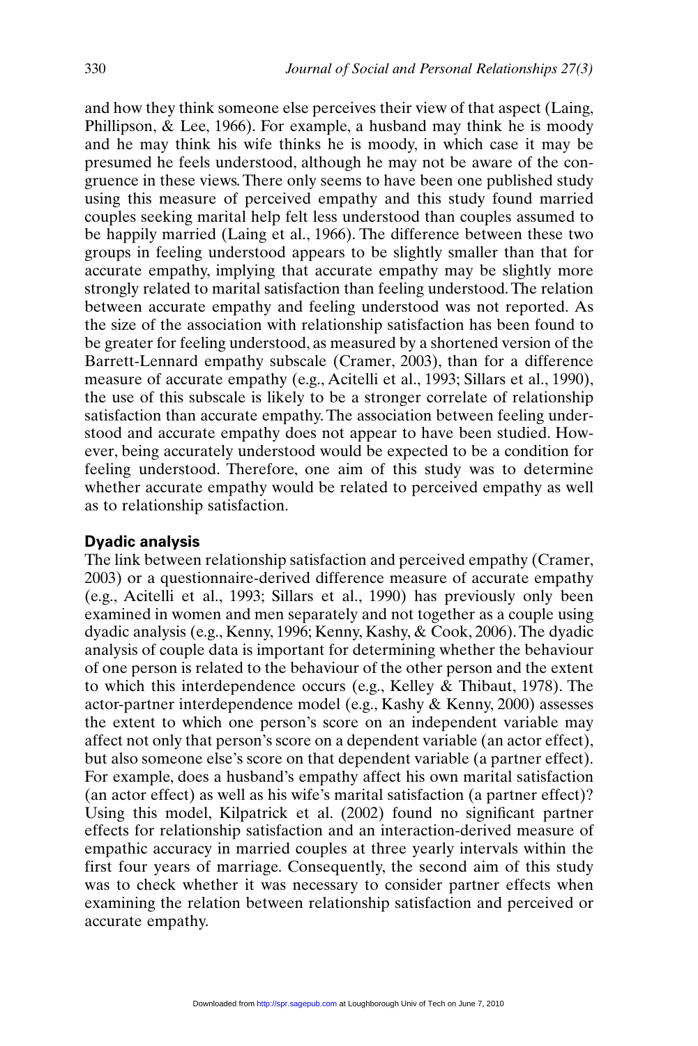and how they think someone else perceives their view of that aspect (Laing, Phillipson, & Lee, 1966). For example, a husband may think he is moody and he may think his wife thinks he is moody, in which case it may be presumed he feels understood, although he may not be aware of the congruence in these views. There only seems to have been one published study using this measure of perceived empathy and this study found married couples seeking marital help felt less understood than couples assumed to be happily married (Laing et al., 1966). The difference between these two groups in feeling understood appears to be slightly smaller than that for accurate empathy, implying that accurate empathy may be slightly more strongly related to marital satisfaction than feeling understood. The relation between accurate empathy and feeling understood was not reported. As the size of the association with relationship satisfaction has been found to be greater for feeling understood, as measured by a shortened version of the Barrett-Lennard empathy subscale (Cramer, 2003), than for a difference measure of accurate empathy (e.g., Acitelli et al., 1993; Sillars et al., 1990), the use of this subscale is likely to be a stronger correlate of relationship satisfaction than accurate empathy. The association between feeling understood and accurate empathy does not appear to have been studied. However, being accurately understood would be expected to be a condition for feeling understood. Therefore, one aim of this study was to determine whether accurate empathy would be related to perceived empathy as well as to relationship satisfaction.

## Dyadic analysis

The link between relationship satisfaction and perceived empathy (Cramer, 2003) or a questionnaire-derived difference measure of accurate empathy (e.g., Acitelli et al., 1993; Sillars et al., 1990) has previously only been examined in women and men separately and not together as a couple using dyadic analysis (e.g., Kenny, 1996; Kenny, Kashy, & Cook, 2006). The dyadic analysis of couple data is important for determining whether the behaviour of one person is related to the behaviour of the other person and the extent to which this interdependence occurs (e.g., Kelley & Thibaut, 1978). The actor-partner interdependence model (e.g., Kashy & Kenny, 2000) assesses the extent to which one person's score on an independent variable may affect not only that person's score on a dependent variable (an actor effect), but also someone else's score on that dependent variable (a partner effect). For example, does a husband's empathy affect his own marital satisfaction (an actor effect) as well as his wife's marital satisfaction (a partner effect)? Using this model, Kilpatrick et al. (2002) found no significant partner effects for relationship satisfaction and an interaction-derived measure of empathic accuracy in married couples at three yearly intervals within the first four years of marriage. Consequently, the second aim of this study was to check whether it was necessary to consider partner effects when examining the relation between relationship satisfaction and perceived or accurate empathy.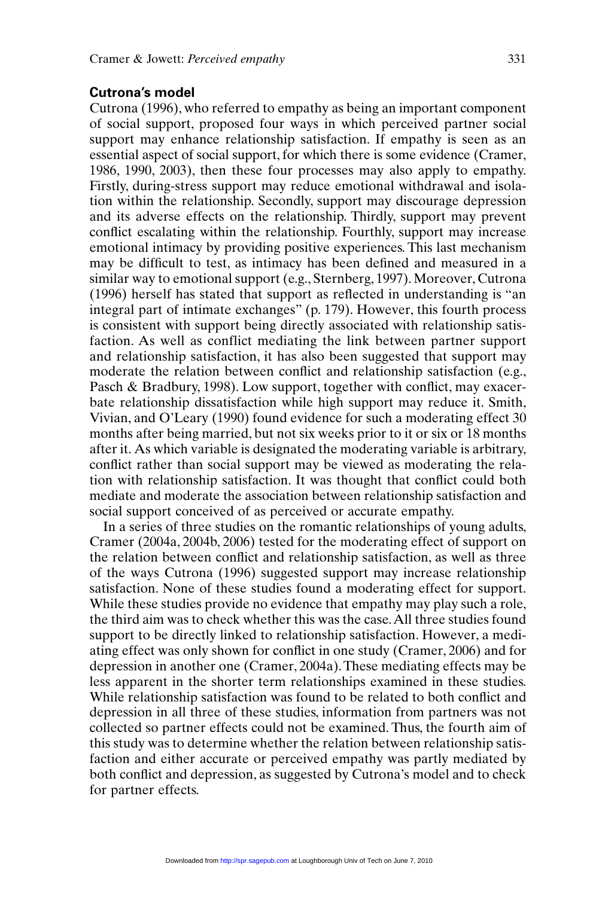### Cutrona's model

Cutrona (1996), who referred to empathy as being an important component of social support, proposed four ways in which perceived partner social support may enhance relationship satisfaction. If empathy is seen as an essential aspect of social support, for which there is some evidence (Cramer, 1986, 1990, 2003), then these four processes may also apply to empathy. Firstly, during-stress support may reduce emotional withdrawal and isolation within the relationship. Secondly, support may discourage depression and its adverse effects on the relationship. Thirdly, support may prevent conflict escalating within the relationship. Fourthly, support may increase emotional intimacy by providing positive experiences. This last mechanism may be difficult to test, as intimacy has been defined and measured in a similar way to emotional support (e.g., Sternberg, 1997). Moreover, Cutrona (1996) herself has stated that support as reflected in understanding is "an integral part of intimate exchanges" (p. 179). However, this fourth process is consistent with support being directly associated with relationship satisfaction. As well as conflict mediating the link between partner support and relationship satisfaction, it has also been suggested that support may moderate the relation between conflict and relationship satisfaction (e.g., Pasch & Bradbury, 1998). Low support, together with conflict, may exacerbate relationship dissatisfaction while high support may reduce it. Smith, Vivian, and O'Leary (1990) found evidence for such a moderating effect 30 months after being married, but not six weeks prior to it or six or 18 months after it. As which variable is designated the moderating variable is arbitrary, conflict rather than social support may be viewed as moderating the relation with relationship satisfaction. It was thought that conflict could both mediate and moderate the association between relationship satisfaction and social support conceived of as perceived or accurate empathy.

In a series of three studies on the romantic relationships of young adults, Cramer (2004a, 2004b, 2006) tested for the moderating effect of support on the relation between conflict and relationship satisfaction, as well as three of the ways Cutrona (1996) suggested support may increase relationship satisfaction. None of these studies found a moderating effect for support. While these studies provide no evidence that empathy may play such a role, the third aim was to check whether this was the case. All three studies found support to be directly linked to relationship satisfaction. However, a mediating effect was only shown for conflict in one study (Cramer, 2006) and for depression in another one (Cramer, 2004a). These mediating effects may be less apparent in the shorter term relationships examined in these studies. While relationship satisfaction was found to be related to both conflict and depression in all three of these studies, information from partners was not collected so partner effects could not be examined. Thus, the fourth aim of this study was to determine whether the relation between relationship satisfaction and either accurate or perceived empathy was partly mediated by both conflict and depression, as suggested by Cutrona's model and to check for partner effects.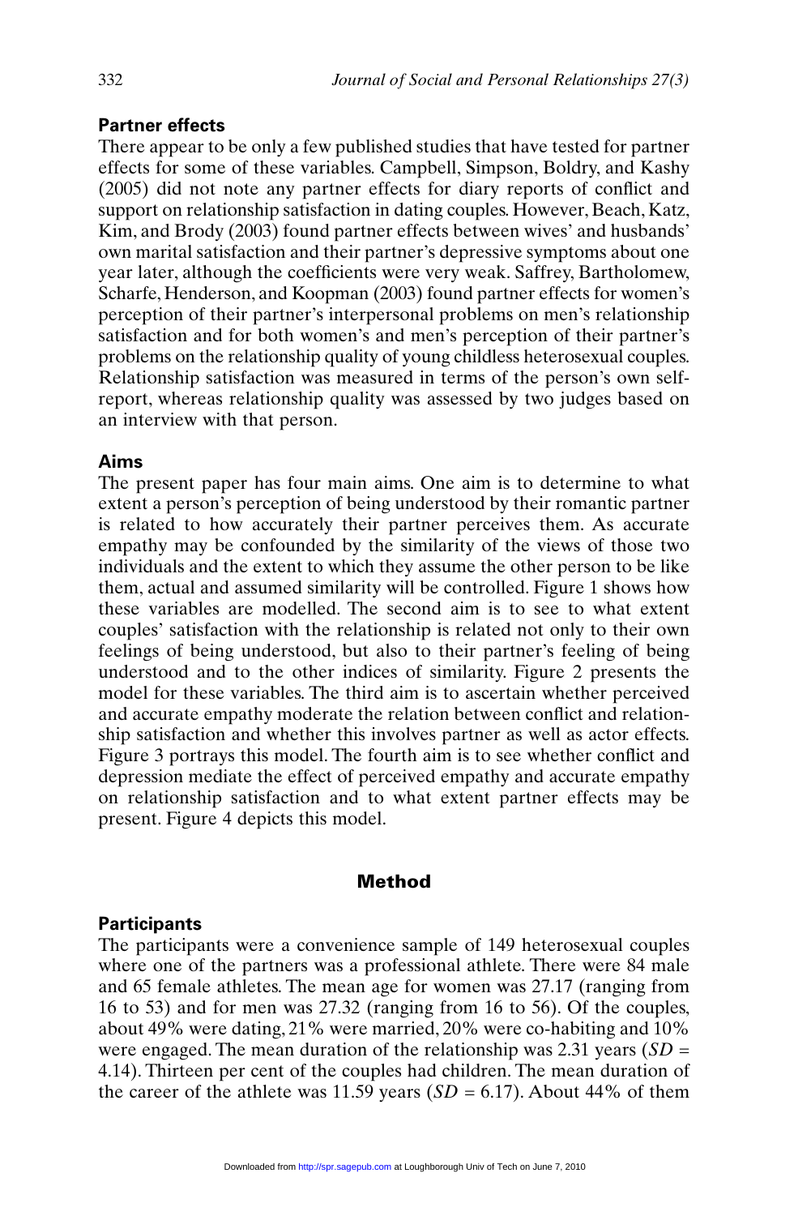### Partner effects

There appear to be only a few published studies that have tested for partner effects for some of these variables. Campbell, Simpson, Boldry, and Kashy (2005) did not note any partner effects for diary reports of conflict and support on relationship satisfaction in dating couples. However, Beach, Katz, Kim, and Brody (2003) found partner effects between wives' and husbands' own marital satisfaction and their partner's depressive symptoms about one year later, although the coefficients were very weak. Saffrey, Bartholomew, Scharfe, Henderson, and Koopman (2003) found partner effects for women's perception of their partner's interpersonal problems on men's relationship satisfaction and for both women's and men's perception of their partner's problems on the relationship quality of young childless heterosexual couples. Relationship satisfaction was measured in terms of the person's own self-report, whereas relationship quality was assessed by two judges based on an interview with that person.

### Aims

The present paper has four main aims. One aim is to determine to what extent a person's perception of being understood by their romantic partner is related to how accurately their partner perceives them. As accurate empathy may be confounded by the similarity of the views of those two individuals and the extent to which they assume the other person to be like them, actual and assumed similarity will be controlled. Figure 1 shows how these variables are modelled. The second aim is to see to what extent couples' satisfaction with the relationship is related not only to their own feelings of being understood, but also to their partner's feeling of being understood and to the other indices of similarity. Figure 2 presents the model for these variables. The third aim is to ascertain whether perceived and accurate empathy moderate the relation between conflict and relationship satisfaction and whether this involves partner as well as actor effects. Figure 3 portrays this model. The fourth aim is to see whether conflict and depression mediate the effect of perceived empathy and accurate empathy on relationship satisfaction and to what extent partner effects may be present. Figure 4 depicts this model.

## Method

### Participants

The participants were a convenience sample of 149 heterosexual couples where one of the partners was a professional athlete. There were 84 male and 65 female athletes. The mean age for women was 27.17 (ranging from 16 to 53) and for men was 27.32 (ranging from 16 to 56). Of the couples, about 49% were dating, 21% were married, 20% were co-habiting and 10% were engaged. The mean duration of the relationship was 2.31 years ($SD$ = 4.14). Thirteen per cent of the couples had children. The mean duration of the career of the athlete was 11.59 years ($SD$ = 6.17). About 44% of them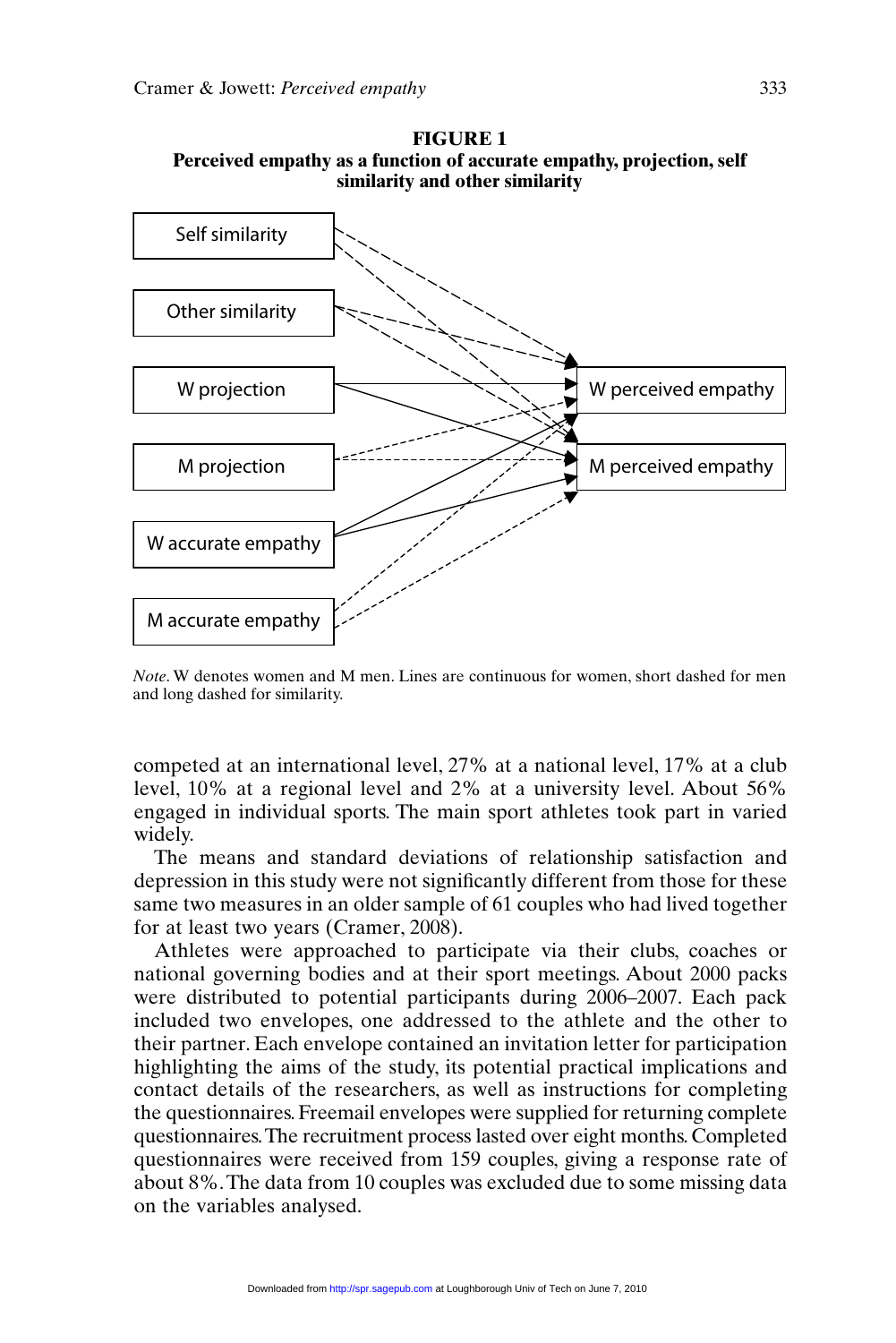**FIGURE 1**
**Perceived empathy as a function of accurate empathy, projection, self similarity and other similarity**

*Note*. W denotes women and M men. Lines are continuous for women, short dashed for men and long dashed for similarity.

competed at an international level, 27% at a national level, 17% at a club level, 10% at a regional level and 2% at a university level. About 56% engaged in individual sports. The main sport athletes took part in varied widely.

The means and standard deviations of relationship satisfaction and depression in this study were not significantly different from those for these same two measures in an older sample of 61 couples who had lived together for at least two years (Cramer, 2008).

Athletes were approached to participate via their clubs, coaches or national governing bodies and at their sport meetings. About 2000 packs were distributed to potential participants during 2006–2007. Each pack included two envelopes, one addressed to the athlete and the other to their partner. Each envelope contained an invitation letter for participation highlighting the aims of the study, its potential practical implications and contact details of the researchers, as well as instructions for completing the questionnaires. Freemail envelopes were supplied for returning complete questionnaires. The recruitment process lasted over eight months. Completed questionnaires were received from 159 couples, giving a response rate of about 8%. The data from 10 couples was excluded due to some missing data on the variables analysed.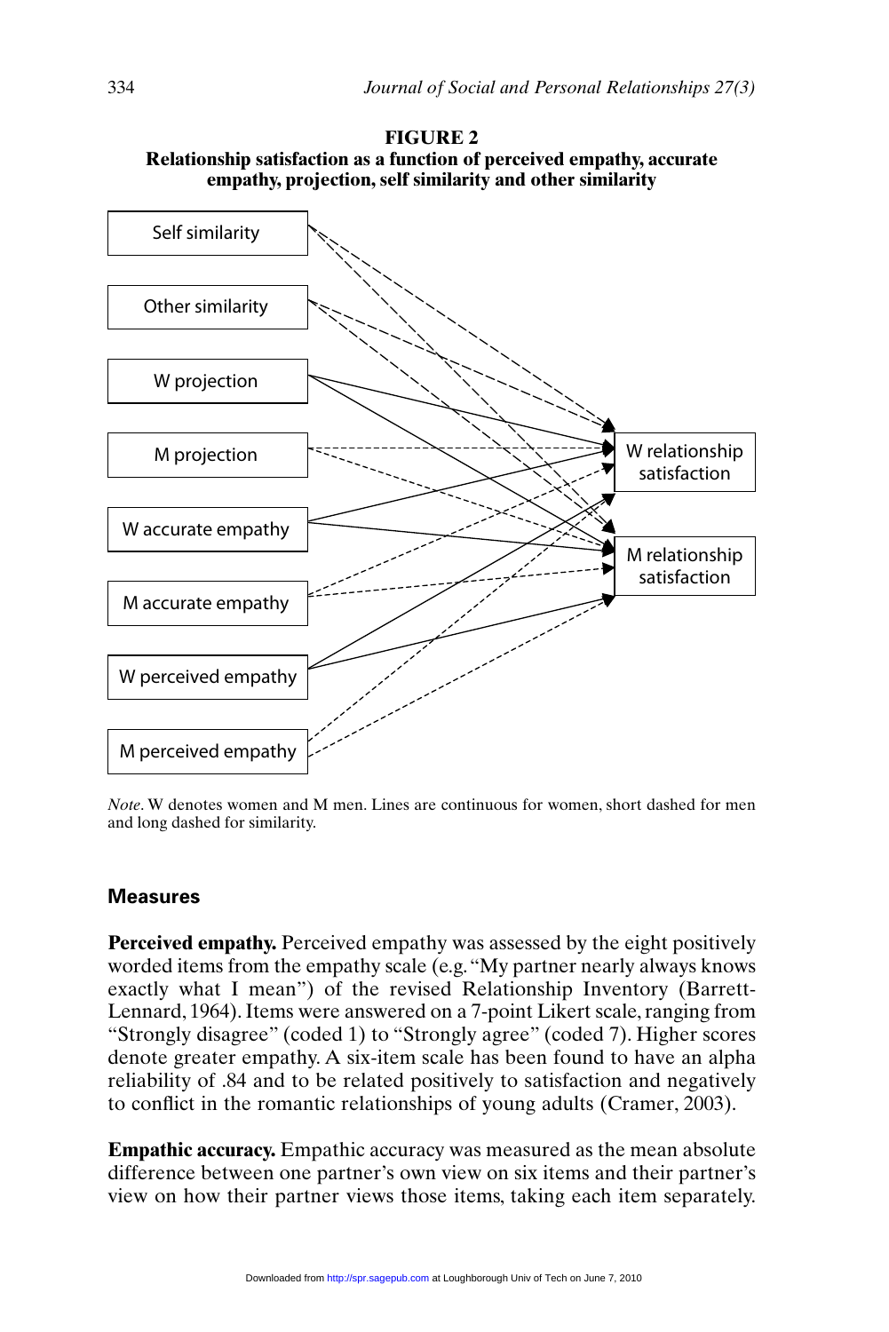**FIGURE 2**
**Relationship satisfaction as a function of perceived empathy, accurate empathy, projection, self similarity and other similarity**

*Note*. W denotes women and M men. Lines are continuous for women, short dashed for men and long dashed for similarity.

## Measures

**Perceived empathy.** Perceived empathy was assessed by the eight positively worded items from the empathy scale (e.g. "My partner nearly always knows exactly what I mean") of the revised Relationship Inventory (Barrett-Lennard, 1964). Items were answered on a 7-point Likert scale, ranging from "Strongly disagree" (coded 1) to "Strongly agree" (coded 7). Higher scores denote greater empathy. A six-item scale has been found to have an alpha reliability of .84 and to be related positively to satisfaction and negatively to conflict in the romantic relationships of young adults (Cramer, 2003).

**Empathic accuracy.** Empathic accuracy was measured as the mean absolute difference between one partner's own view on six items and their partner's view on how their partner views those items, taking each item separately.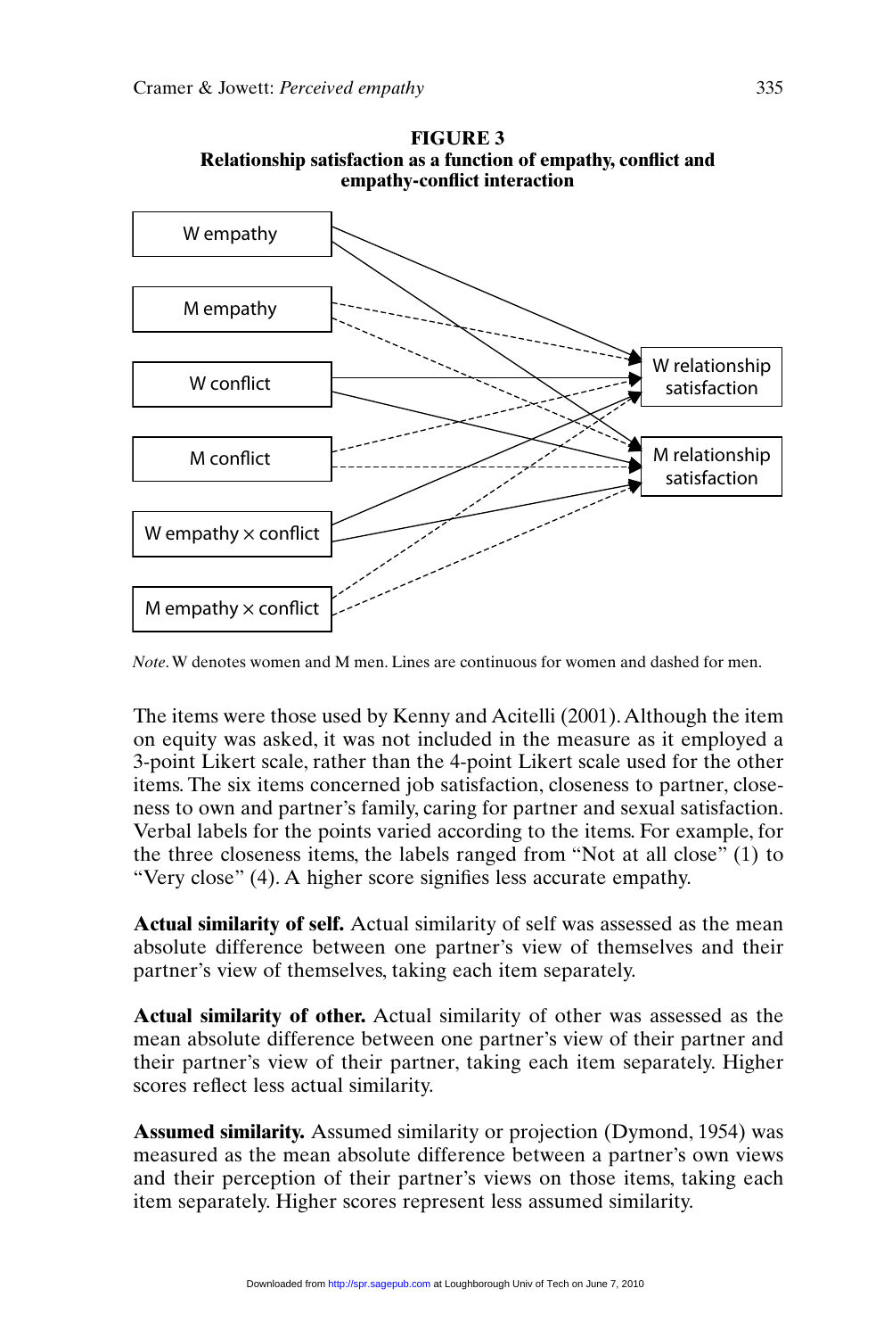**FIGURE 3**
**Relationship satisfaction as a function of empathy, conflict and empathy-conflict interaction**

*Note*. W denotes women and M men. Lines are continuous for women and dashed for men.

The items were those used by Kenny and Acitelli (2001). Although the item on equity was asked, it was not included in the measure as it employed a 3-point Likert scale, rather than the 4-point Likert scale used for the other items. The six items concerned job satisfaction, closeness to partner, closeness to own and partner's family, caring for partner and sexual satisfaction. Verbal labels for the points varied according to the items. For example, for the three closeness items, the labels ranged from "Not at all close" (1) to "Very close" (4). A higher score signifies less accurate empathy.

**Actual similarity of self.** Actual similarity of self was assessed as the mean absolute difference between one partner's view of themselves and their partner's view of themselves, taking each item separately.

**Actual similarity of other.** Actual similarity of other was assessed as the mean absolute difference between one partner's view of their partner and their partner's view of their partner, taking each item separately. Higher scores reflect less actual similarity.

**Assumed similarity.** Assumed similarity or projection (Dymond, 1954) was measured as the mean absolute difference between a partner's own views and their perception of their partner's views on those items, taking each item separately. Higher scores represent less assumed similarity.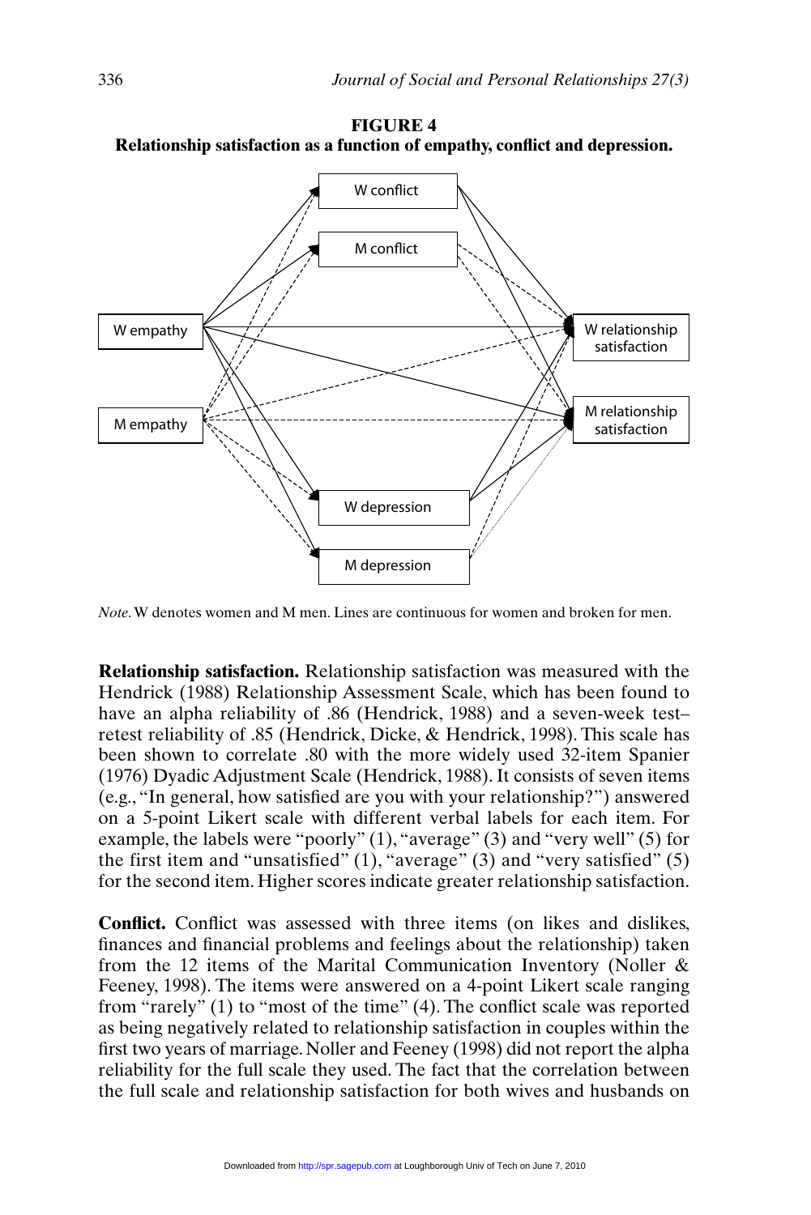**FIGURE 4**
**Relationship satisfaction as a function of empathy, conflict and depression.**

*Note*. W denotes women and M men. Lines are continuous for women and broken for men.

**Relationship satisfaction.** Relationship satisfaction was measured with the Hendrick (1988) Relationship Assessment Scale, which has been found to have an alpha reliability of .86 (Hendrick, 1988) and a seven-week test–retest reliability of .85 (Hendrick, Dicke, & Hendrick, 1998). This scale has been shown to correlate .80 with the more widely used 32-item Spanier (1976) Dyadic Adjustment Scale (Hendrick, 1988). It consists of seven items (e.g., "In general, how satisfied are you with your relationship?") answered on a 5-point Likert scale with different verbal labels for each item. For example, the labels were "poorly" (1), "average" (3) and "very well" (5) for the first item and "unsatisfied" (1), "average" (3) and "very satisfied" (5) for the second item. Higher scores indicate greater relationship satisfaction.

**Conflict.** Conflict was assessed with three items (on likes and dislikes, finances and financial problems and feelings about the relationship) taken from the 12 items of the Marital Communication Inventory (Noller & Feeney, 1998). The items were answered on a 4-point Likert scale ranging from "rarely" (1) to "most of the time" (4). The conflict scale was reported as being negatively related to relationship satisfaction in couples within the first two years of marriage. Noller and Feeney (1998) did not report the alpha reliability for the full scale they used. The fact that the correlation between the full scale and relationship satisfaction for both wives and husbands on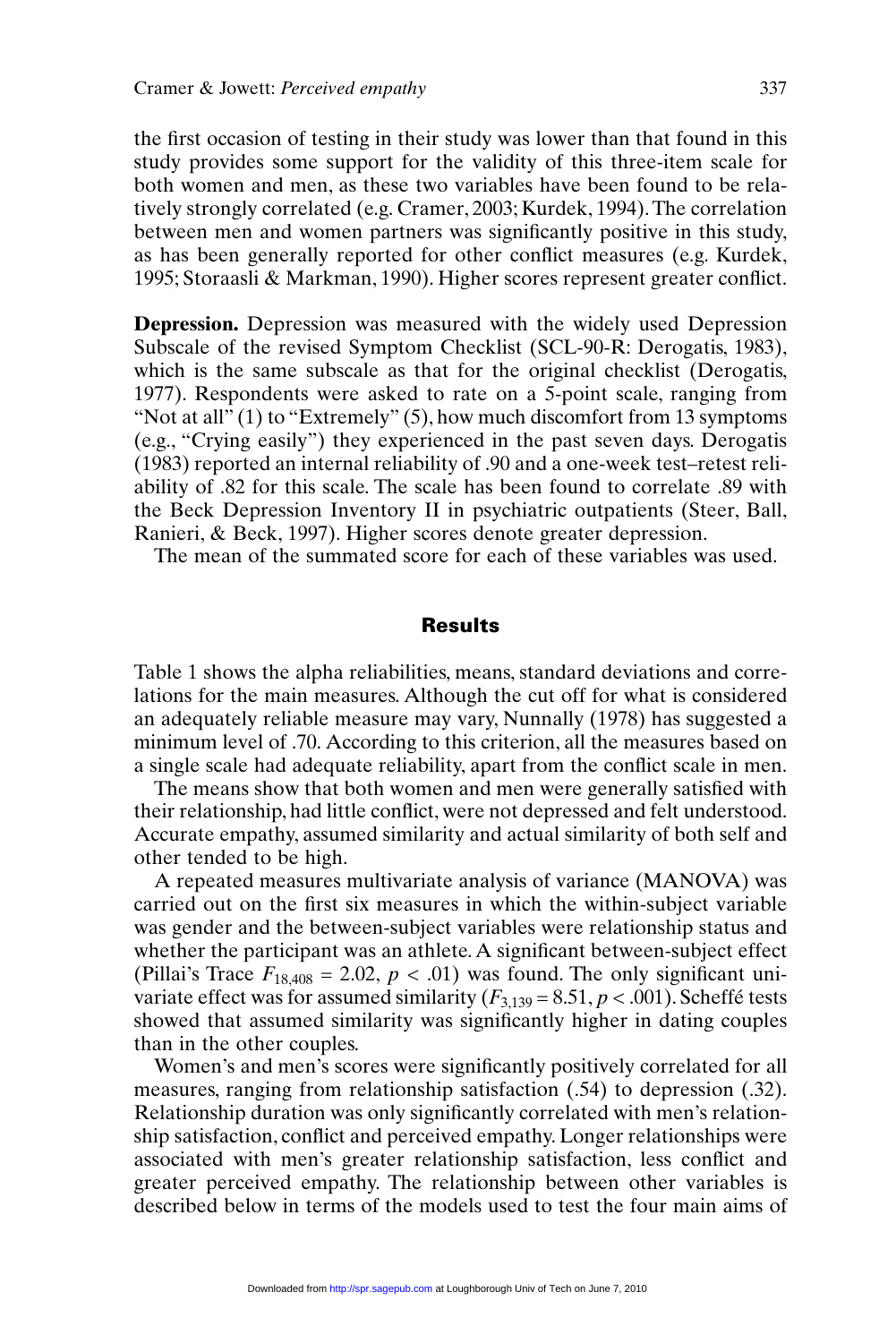the first occasion of testing in their study was lower than that found in this study provides some support for the validity of this three-item scale for both women and men, as these two variables have been found to be relatively strongly correlated (e.g. Cramer, 2003; Kurdek, 1994). The correlation between men and women partners was significantly positive in this study, as has been generally reported for other conflict measures (e.g. Kurdek, 1995; Storaasli & Markman, 1990). Higher scores represent greater conflict.

**Depression.** Depression was measured with the widely used Depression Subscale of the revised Symptom Checklist (SCL-90-R: Derogatis, 1983), which is the same subscale as that for the original checklist (Derogatis, 1977). Respondents were asked to rate on a 5-point scale, ranging from "Not at all" (1) to "Extremely" (5), how much discomfort from 13 symptoms (e.g., "Crying easily") they experienced in the past seven days. Derogatis (1983) reported an internal reliability of .90 and a one-week test–retest reliability of .82 for this scale. The scale has been found to correlate .89 with the Beck Depression Inventory II in psychiatric outpatients (Steer, Ball, Ranieri, & Beck, 1997). Higher scores denote greater depression.

The mean of the summated score for each of these variables was used.

## Results

Table 1 shows the alpha reliabilities, means, standard deviations and correlations for the main measures. Although the cut off for what is considered an adequately reliable measure may vary, Nunnally (1978) has suggested a minimum level of .70. According to this criterion, all the measures based on a single scale had adequate reliability, apart from the conflict scale in men.

The means show that both women and men were generally satisfied with their relationship, had little conflict, were not depressed and felt understood. Accurate empathy, assumed similarity and actual similarity of both self and other tended to be high.

A repeated measures multivariate analysis of variance (MANOVA) was carried out on the first six measures in which the within-subject variable was gender and the between-subject variables were relationship status and whether the participant was an athlete. A significant between-subject effect (Pillai's Trace $F_{18,408} = 2.02$, $p < .01$) was found. The only significant univariate effect was for assumed similarity ($F_{3,139} = 8.51$, $p < .001$). Scheffé tests showed that assumed similarity was significantly higher in dating couples than in the other couples.

Women's and men's scores were significantly positively correlated for all measures, ranging from relationship satisfaction (.54) to depression (.32). Relationship duration was only significantly correlated with men's relationship satisfaction, conflict and perceived empathy. Longer relationships were associated with men's greater relationship satisfaction, less conflict and greater perceived empathy. The relationship between other variables is described below in terms of the models used to test the four main aims of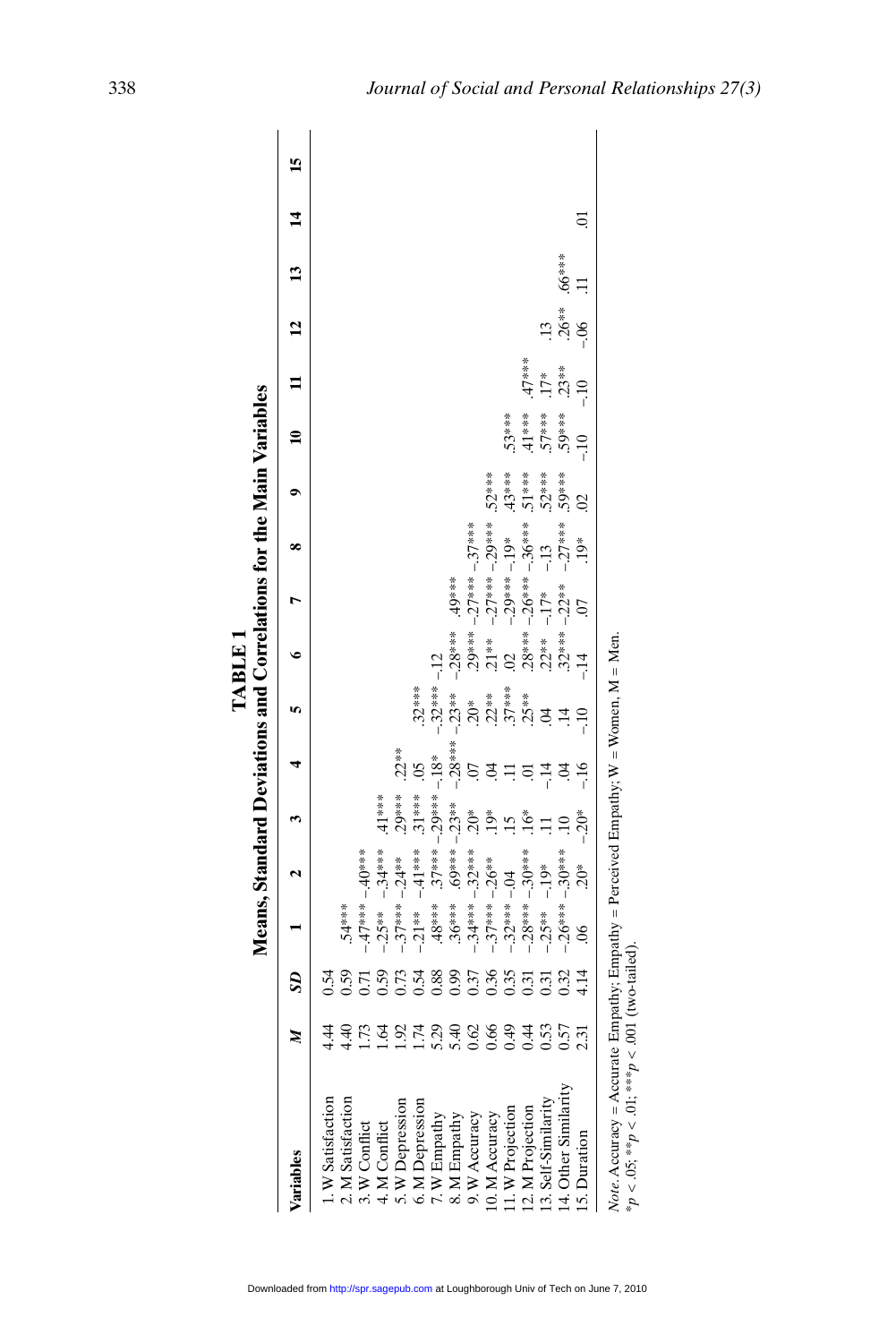# TABLE 1

## Means, Standard Deviations and Correlations for the Main Variables

| Variables | *M* | *SD* | 1 | 2 | 3 | 4 | 5 | 6 | 7 | 8 | 9 | 10 | 11 | 12 | 13 | 14 | 15 |
|---|---|---|---|---|---|---|---|---|---|---|---|---|---|---|---|---|---|
| 1. W Satisfaction | 4.44 | 0.54 | | | | | | | | | | | | | | | |
| 2. M Satisfaction | 4.40 | 0.59 | .54*** | | | | | | | | | | | | | | |
| 3. W Conflict | 1.73 | 0.71 | –.47*** | –.40*** | | | | | | | | | | | | | |
| 4. M Conflict | 1.64 | 0.59 | –.25** | –.34*** | .41*** | | | | | | | | | | | | |
| 5. W Depression | 1.92 | 0.73 | –.37*** | –.24** | .29*** | .22** | | | | | | | | | | | |
| 6. M Depression | 1.74 | 0.54 | –.21** | –.41*** | .31*** | .05 | .32*** | | | | | | | | | | |
| 7. W Empathy | 5.29 | 0.88 | .48*** | .37*** | –.29*** | –.18* | –.32*** | –.12 | | | | | | | | | |
| 8. M Empathy | 5.40 | 0.99 | .36*** | .69*** | –.23** | –.28*** | –.23** | –.28*** | .49*** | | | | | | | | |
| 9. W Accuracy | 0.62 | 0.37 | –.34*** | –.32*** | .20* | .07 | .20* | .29*** | –.27*** | –.37*** | | | | | | | |
| 10. M Accuracy | 0.66 | 0.36 | –.37*** | –.26** | .19* | .04 | .22** | .21** | –.27*** | –.29*** | .52*** | | | | | | |
| 11. W Projection | 0.49 | 0.35 | –.32*** | –.04 | .15 | .11 | .37*** | .02 | –.29*** | –.19* | .43*** | .53*** | | | | | |
| 12. M Projection | 0.44 | 0.31 | –.28*** | –.30*** | .16* | .01 | .25** | .28*** | –.26*** | –.36*** | .51*** | .41*** | .47*** | | | | |
| 13. Self-Similarity | 0.53 | 0.31 | –.25** | –.19* | .11 | –.14 | .04 | .22** | –.17* | –.13 | .52*** | .57*** | .17* | .13 | | | |
| 14. Other Similarity | 0.57 | 0.32 | –.26*** | –.30*** | .10 | .04 | .14 | .32*** | –.22** | –.27*** | .59*** | .59*** | .23** | .26** | .66*** | | |
| 15. Duration | 2.31 | 4.14 | .06 | .20* | –.20* | –.16 | –.10 | –.14 | .07 | .19* | .02 | –.10 | –.10 | –.06 | .11 | .01 | |

*Note*. Accuracy = Accurate Empathy; Empathy = Perceived Empathy; W = Women, M = Men.
\*$p < .05$; \*\*$p < .01$; \*\*\*$p < .001$ (two-tailed).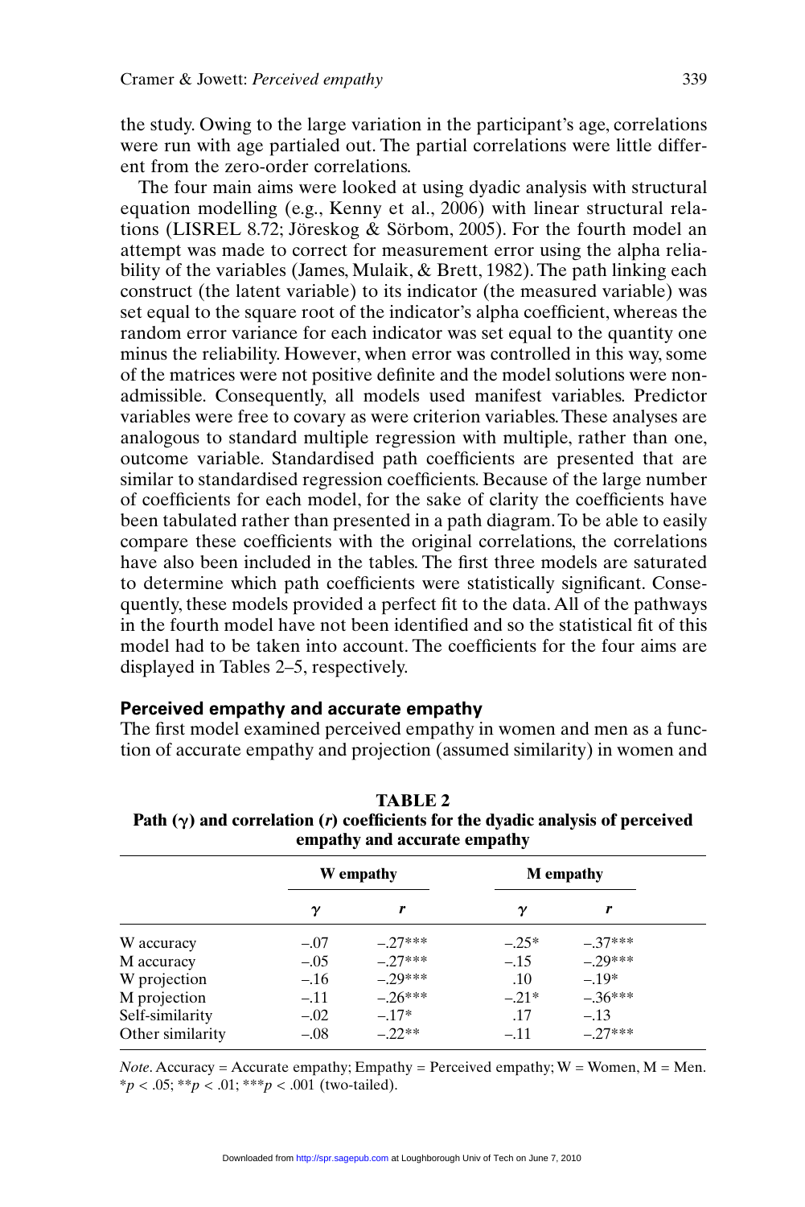the study. Owing to the large variation in the participant's age, correlations were run with age partialed out. The partial correlations were little different from the zero-order correlations.

The four main aims were looked at using dyadic analysis with structural equation modelling (e.g., Kenny et al., 2006) with linear structural relations (LISREL 8.72; Jöreskog & Sörbom, 2005). For the fourth model an attempt was made to correct for measurement error using the alpha reliability of the variables (James, Mulaik, & Brett, 1982). The path linking each construct (the latent variable) to its indicator (the measured variable) was set equal to the square root of the indicator's alpha coefficient, whereas the random error variance for each indicator was set equal to the quantity one minus the reliability. However, when error was controlled in this way, some of the matrices were not positive definite and the model solutions were non-admissible. Consequently, all models used manifest variables. Predictor variables were free to covary as were criterion variables. These analyses are analogous to standard multiple regression with multiple, rather than one, outcome variable. Standardised path coefficients are presented that are similar to standardised regression coefficients. Because of the large number of coefficients for each model, for the sake of clarity the coefficients have been tabulated rather than presented in a path diagram. To be able to easily compare these coefficients with the original correlations, the correlations have also been included in the tables. The first three models are saturated to determine which path coefficients were statistically significant. Consequently, these models provided a perfect fit to the data. All of the pathways in the fourth model have not been identified and so the statistical fit of this model had to be taken into account. The coefficients for the four aims are displayed in Tables 2–5, respectively.

### Perceived empathy and accurate empathy

The first model examined perceived empathy in women and men as a function of accurate empathy and projection (assumed similarity) in women and

**TABLE 2**
**Path ($\gamma$) and correlation ($r$) coefficients for the dyadic analysis of perceived empathy and accurate empathy**

| | W empathy | | M empathy | |
|---|---|---|---|---|
| | $\gamma$ | $r$ | $\gamma$ | $r$ |
| W accuracy | –.07 | –.27*** | –.25* | –.37*** |
| M accuracy | –.05 | –.27*** | –.15 | –.29*** |
| W projection | –.16 | –.29*** | .10 | –.19* |
| M projection | –.11 | –.26*** | –.21* | –.36*** |
| Self-similarity | –.02 | –.17* | .17 | –.13 |
| Other similarity | –.08 | –.22** | –.11 | –.27*** |

*Note*. Accuracy = Accurate empathy; Empathy = Perceived empathy; W = Women, M = Men.
*$p < .05$; **$p < .01$; ***$p < .001$ (two-tailed).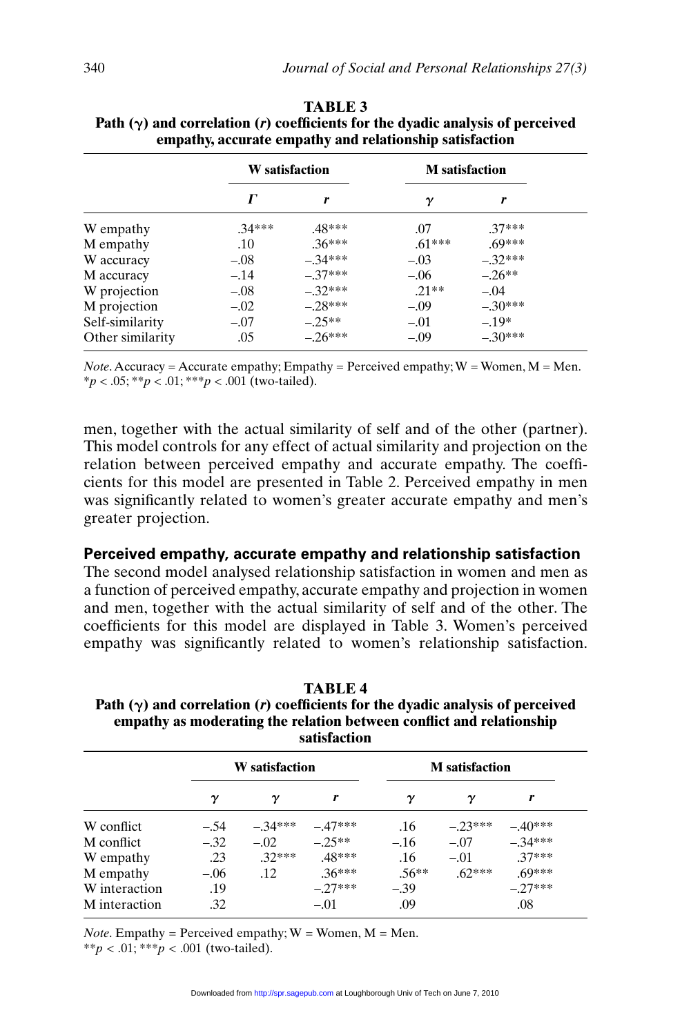**TABLE 3**
**Path (γ) and correlation (*r*) coefficients for the dyadic analysis of perceived empathy, accurate empathy and relationship satisfaction**

| | W satisfaction | | M satisfaction | |
|---|---|---|---|---|
| | Γ | *r* | γ | *r* |
| W empathy | .34*** | .48*** | .07 | .37*** |
| M empathy | .10 | .36*** | .61*** | .69*** |
| W accuracy | –.08 | –.34*** | –.03 | –.32*** |
| M accuracy | –.14 | –.37*** | –.06 | –.26** |
| W projection | –.08 | –.32*** | .21** | –.04 |
| M projection | –.02 | –.28*** | –.09 | –.30*** |
| Self-similarity | –.07 | –.25** | –.01 | –.19* |
| Other similarity | .05 | –.26*** | –.09 | –.30*** |

*Note*. Accuracy = Accurate empathy; Empathy = Perceived empathy; W = Women, M = Men. \*$p < .05$; \*\*$p < .01$; \*\*\*$p < .001$ (two-tailed).

men, together with the actual similarity of self and of the other (partner). This model controls for any effect of actual similarity and projection on the relation between perceived empathy and accurate empathy. The coefficients for this model are presented in Table 2. Perceived empathy in men was significantly related to women's greater accurate empathy and men's greater projection.

### Perceived empathy, accurate empathy and relationship satisfaction

The second model analysed relationship satisfaction in women and men as a function of perceived empathy, accurate empathy and projection in women and men, together with the actual similarity of self and of the other. The coefficients for this model are displayed in Table 3. Women's perceived empathy was significantly related to women's relationship satisfaction.

**TABLE 4**
**Path (γ) and correlation (*r*) coefficients for the dyadic analysis of perceived empathy as moderating the relation between conflict and relationship satisfaction**

| | W satisfaction | | | M satisfaction | | |
|---|---|---|---|---|---|---|
| | γ | γ | *r* | γ | γ | *r* |
| W conflict | –.54 | –.34*** | –.47*** | .16 | –.23*** | –.40*** |
| M conflict | –.32 | –.02 | –.25** | –.16 | –.07 | –.34*** |
| W empathy | .23 | .32*** | .48*** | .16 | –.01 | .37*** |
| M empathy | –.06 | .12 | .36*** | .56** | .62*** | .69*** |
| W interaction | .19 | | –.27*** | –.39 | | –.27*** |
| M interaction | .32 | | –.01 | .09 | | .08 |

*Note*. Empathy = Perceived empathy; W = Women, M = Men.
\*\*$p < .01$; \*\*\*$p < .001$ (two-tailed).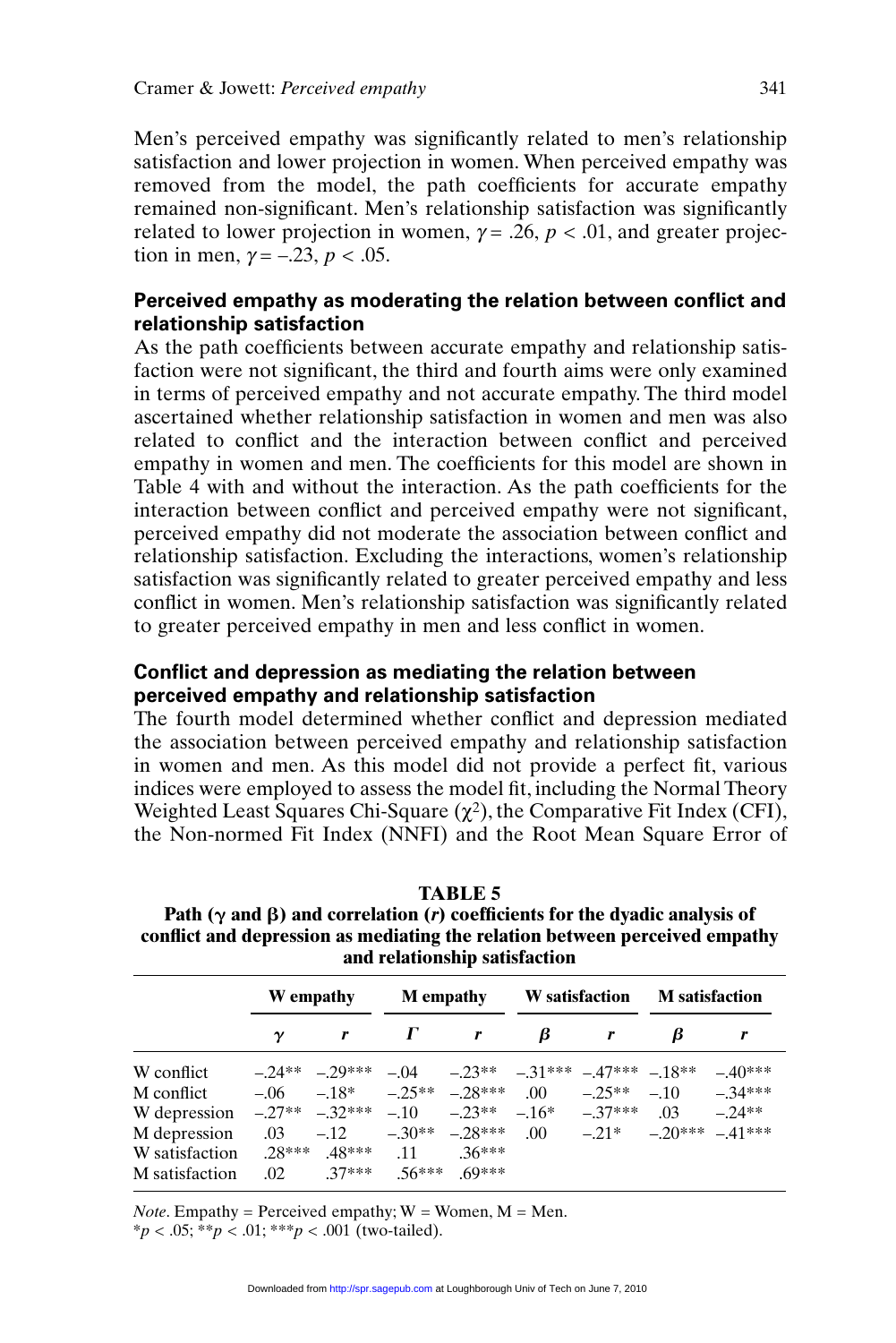Men's perceived empathy was significantly related to men's relationship satisfaction and lower projection in women. When perceived empathy was removed from the model, the path coefficients for accurate empathy remained non-significant. Men's relationship satisfaction was significantly related to lower projection in women, $\gamma = .26$, $p < .01$, and greater projection in men, $\gamma = -.23$, $p < .05$.

### Perceived empathy as moderating the relation between conflict and relationship satisfaction

As the path coefficients between accurate empathy and relationship satisfaction were not significant, the third and fourth aims were only examined in terms of perceived empathy and not accurate empathy. The third model ascertained whether relationship satisfaction in women and men was also related to conflict and the interaction between conflict and perceived empathy in women and men. The coefficients for this model are shown in Table 4 with and without the interaction. As the path coefficients for the interaction between conflict and perceived empathy were not significant, perceived empathy did not moderate the association between conflict and relationship satisfaction. Excluding the interactions, women's relationship satisfaction was significantly related to greater perceived empathy and less conflict in women. Men's relationship satisfaction was significantly related to greater perceived empathy in men and less conflict in women.

### Conflict and depression as mediating the relation between perceived empathy and relationship satisfaction

The fourth model determined whether conflict and depression mediated the association between perceived empathy and relationship satisfaction in women and men. As this model did not provide a perfect fit, various indices were employed to assess the model fit, including the Normal Theory Weighted Least Squares Chi-Square ($\chi^2$), the Comparative Fit Index (CFI), the Non-normed Fit Index (NNFI) and the Root Mean Square Error of

**TABLE 5**
**Path ($\gamma$ and $\beta$) and correlation ($r$) coefficients for the dyadic analysis of conflict and depression as mediating the relation between perceived empathy and relationship satisfaction**

| | W empathy | | M empathy | | W satisfaction | | M satisfaction | |
|---|---|---|---|---|---|---|---|---|
| | $\gamma$ | $r$ | $\Gamma$ | $r$ | $\beta$ | $r$ | $\beta$ | $r$ |
| W conflict | –.24** | –.29*** | –.04 | –.23** | –.31*** | –.47*** | –.18** | –.40*** |
| M conflict | –.06 | –.18* | –.25** | –.28*** | .00 | –.25** | –.10 | –.34*** |
| W depression | –.27** | –.32*** | –.10 | –.23** | –.16* | –.37*** | .03 | –.24** |
| M depression | .03 | –.12 | –.30** | –.28*** | .00 | –.21* | –.20*** | –.41*** |
| W satisfaction | .28*** | .48*** | .11 | .36*** | | | | |
| M satisfaction | .02 | .37*** | .56*** | .69*** | | | | |

*Note*. Empathy = Perceived empathy; W = Women, M = Men.
*$p < .05$; **$p < .01$; ***$p < .001$ (two-tailed).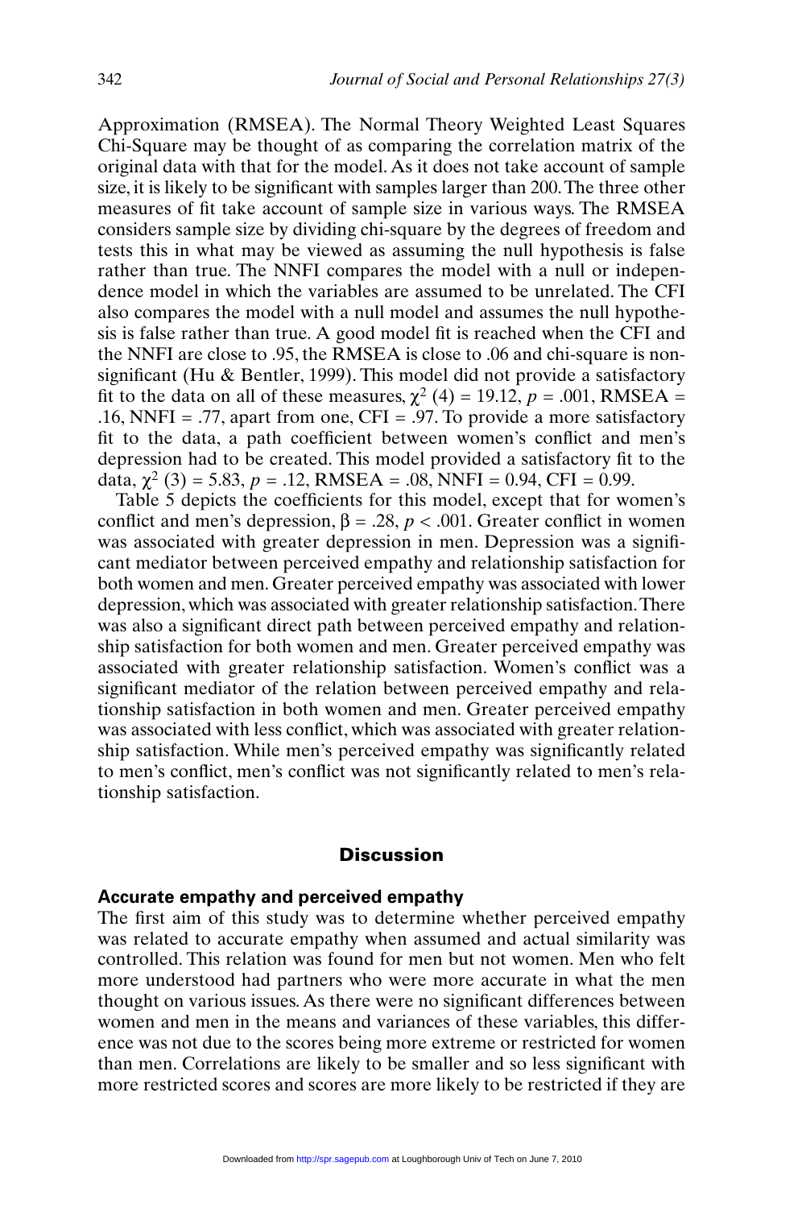Approximation (RMSEA). The Normal Theory Weighted Least Squares Chi-Square may be thought of as comparing the correlation matrix of the original data with that for the model. As it does not take account of sample size, it is likely to be significant with samples larger than 200. The three other measures of fit take account of sample size in various ways. The RMSEA considers sample size by dividing chi-square by the degrees of freedom and tests this in what may be viewed as assuming the null hypothesis is false rather than true. The NNFI compares the model with a null or independence model in which the variables are assumed to be unrelated. The CFI also compares the model with a null model and assumes the null hypothesis is false rather than true. A good model fit is reached when the CFI and the NNFI are close to .95, the RMSEA is close to .06 and chi-square is non-significant (Hu & Bentler, 1999). This model did not provide a satisfactory fit to the data on all of these measures, $\chi^2$ (4) = 19.12, $p$ = .001, RMSEA = .16, NNFI = .77, apart from one, CFI = .97. To provide a more satisfactory fit to the data, a path coefficient between women's conflict and men's depression had to be created. This model provided a satisfactory fit to the data, $\chi^2$ (3) = 5.83, $p$ = .12, RMSEA = .08, NNFI = 0.94, CFI = 0.99.

Table 5 depicts the coefficients for this model, except that for women's conflict and men's depression, $\beta$ = .28, $p$ < .001. Greater conflict in women was associated with greater depression in men. Depression was a significant mediator between perceived empathy and relationship satisfaction for both women and men. Greater perceived empathy was associated with lower depression, which was associated with greater relationship satisfaction. There was also a significant direct path between perceived empathy and relationship satisfaction for both women and men. Greater perceived empathy was associated with greater relationship satisfaction. Women's conflict was a significant mediator of the relation between perceived empathy and relationship satisfaction in both women and men. Greater perceived empathy was associated with less conflict, which was associated with greater relationship satisfaction. While men's perceived empathy was significantly related to men's conflict, men's conflict was not significantly related to men's relationship satisfaction.

## Discussion

### Accurate empathy and perceived empathy

The first aim of this study was to determine whether perceived empathy was related to accurate empathy when assumed and actual similarity was controlled. This relation was found for men but not women. Men who felt more understood had partners who were more accurate in what the men thought on various issues. As there were no significant differences between women and men in the means and variances of these variables, this difference was not due to the scores being more extreme or restricted for women than men. Correlations are likely to be smaller and so less significant with more restricted scores and scores are more likely to be restricted if they are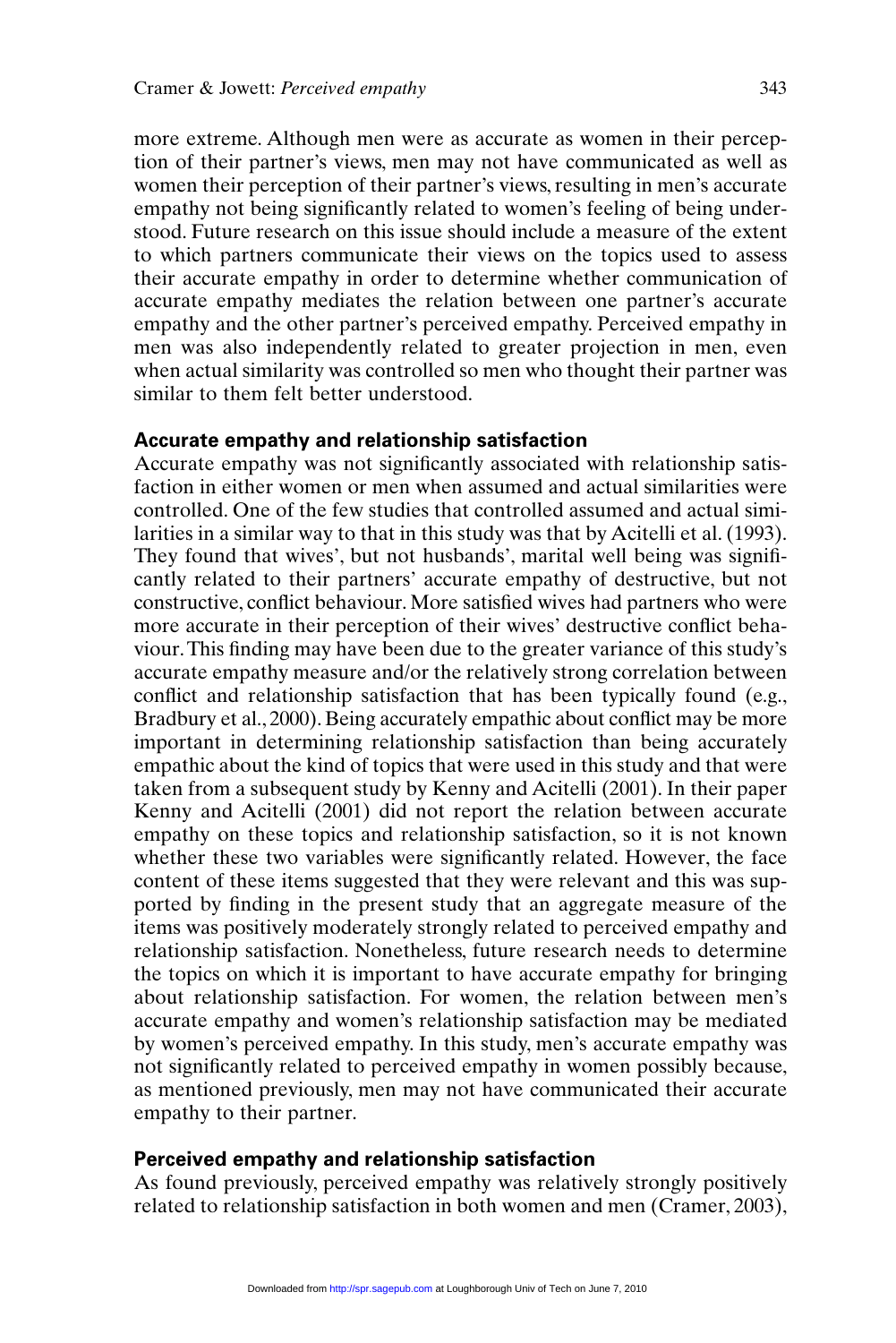more extreme. Although men were as accurate as women in their perception of their partner's views, men may not have communicated as well as women their perception of their partner's views, resulting in men's accurate empathy not being significantly related to women's feeling of being understood. Future research on this issue should include a measure of the extent to which partners communicate their views on the topics used to assess their accurate empathy in order to determine whether communication of accurate empathy mediates the relation between one partner's accurate empathy and the other partner's perceived empathy. Perceived empathy in men was also independently related to greater projection in men, even when actual similarity was controlled so men who thought their partner was similar to them felt better understood.

### Accurate empathy and relationship satisfaction

Accurate empathy was not significantly associated with relationship satisfaction in either women or men when assumed and actual similarities were controlled. One of the few studies that controlled assumed and actual similarities in a similar way to that in this study was that by Acitelli et al. (1993). They found that wives', but not husbands', marital well being was significantly related to their partners' accurate empathy of destructive, but not constructive, conflict behaviour. More satisfied wives had partners who were more accurate in their perception of their wives' destructive conflict behaviour. This finding may have been due to the greater variance of this study's accurate empathy measure and/or the relatively strong correlation between conflict and relationship satisfaction that has been typically found (e.g., Bradbury et al., 2000). Being accurately empathic about conflict may be more important in determining relationship satisfaction than being accurately empathic about the kind of topics that were used in this study and that were taken from a subsequent study by Kenny and Acitelli (2001). In their paper Kenny and Acitelli (2001) did not report the relation between accurate empathy on these topics and relationship satisfaction, so it is not known whether these two variables were significantly related. However, the face content of these items suggested that they were relevant and this was supported by finding in the present study that an aggregate measure of the items was positively moderately strongly related to perceived empathy and relationship satisfaction. Nonetheless, future research needs to determine the topics on which it is important to have accurate empathy for bringing about relationship satisfaction. For women, the relation between men's accurate empathy and women's relationship satisfaction may be mediated by women's perceived empathy. In this study, men's accurate empathy was not significantly related to perceived empathy in women possibly because, as mentioned previously, men may not have communicated their accurate empathy to their partner.

### Perceived empathy and relationship satisfaction

As found previously, perceived empathy was relatively strongly positively related to relationship satisfaction in both women and men (Cramer, 2003),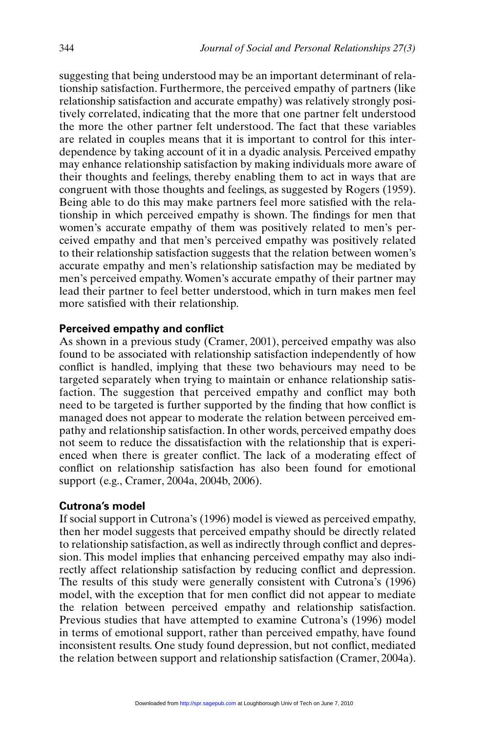suggesting that being understood may be an important determinant of relationship satisfaction. Furthermore, the perceived empathy of partners (like relationship satisfaction and accurate empathy) was relatively strongly positively correlated, indicating that the more that one partner felt understood the more the other partner felt understood. The fact that these variables are related in couples means that it is important to control for this interdependence by taking account of it in a dyadic analysis. Perceived empathy may enhance relationship satisfaction by making individuals more aware of their thoughts and feelings, thereby enabling them to act in ways that are congruent with those thoughts and feelings, as suggested by Rogers (1959). Being able to do this may make partners feel more satisfied with the relationship in which perceived empathy is shown. The findings for men that women's accurate empathy of them was positively related to men's perceived empathy and that men's perceived empathy was positively related to their relationship satisfaction suggests that the relation between women's accurate empathy and men's relationship satisfaction may be mediated by men's perceived empathy. Women's accurate empathy of their partner may lead their partner to feel better understood, which in turn makes men feel more satisfied with their relationship.

### Perceived empathy and conflict

As shown in a previous study (Cramer, 2001), perceived empathy was also found to be associated with relationship satisfaction independently of how conflict is handled, implying that these two behaviours may need to be targeted separately when trying to maintain or enhance relationship satisfaction. The suggestion that perceived empathy and conflict may both need to be targeted is further supported by the finding that how conflict is managed does not appear to moderate the relation between perceived empathy and relationship satisfaction. In other words, perceived empathy does not seem to reduce the dissatisfaction with the relationship that is experienced when there is greater conflict. The lack of a moderating effect of conflict on relationship satisfaction has also been found for emotional support (e.g., Cramer, 2004a, 2004b, 2006).

### Cutrona's model

If social support in Cutrona's (1996) model is viewed as perceived empathy, then her model suggests that perceived empathy should be directly related to relationship satisfaction, as well as indirectly through conflict and depression. This model implies that enhancing perceived empathy may also indirectly affect relationship satisfaction by reducing conflict and depression. The results of this study were generally consistent with Cutrona's (1996) model, with the exception that for men conflict did not appear to mediate the relation between perceived empathy and relationship satisfaction. Previous studies that have attempted to examine Cutrona's (1996) model in terms of emotional support, rather than perceived empathy, have found inconsistent results. One study found depression, but not conflict, mediated the relation between support and relationship satisfaction (Cramer, 2004a).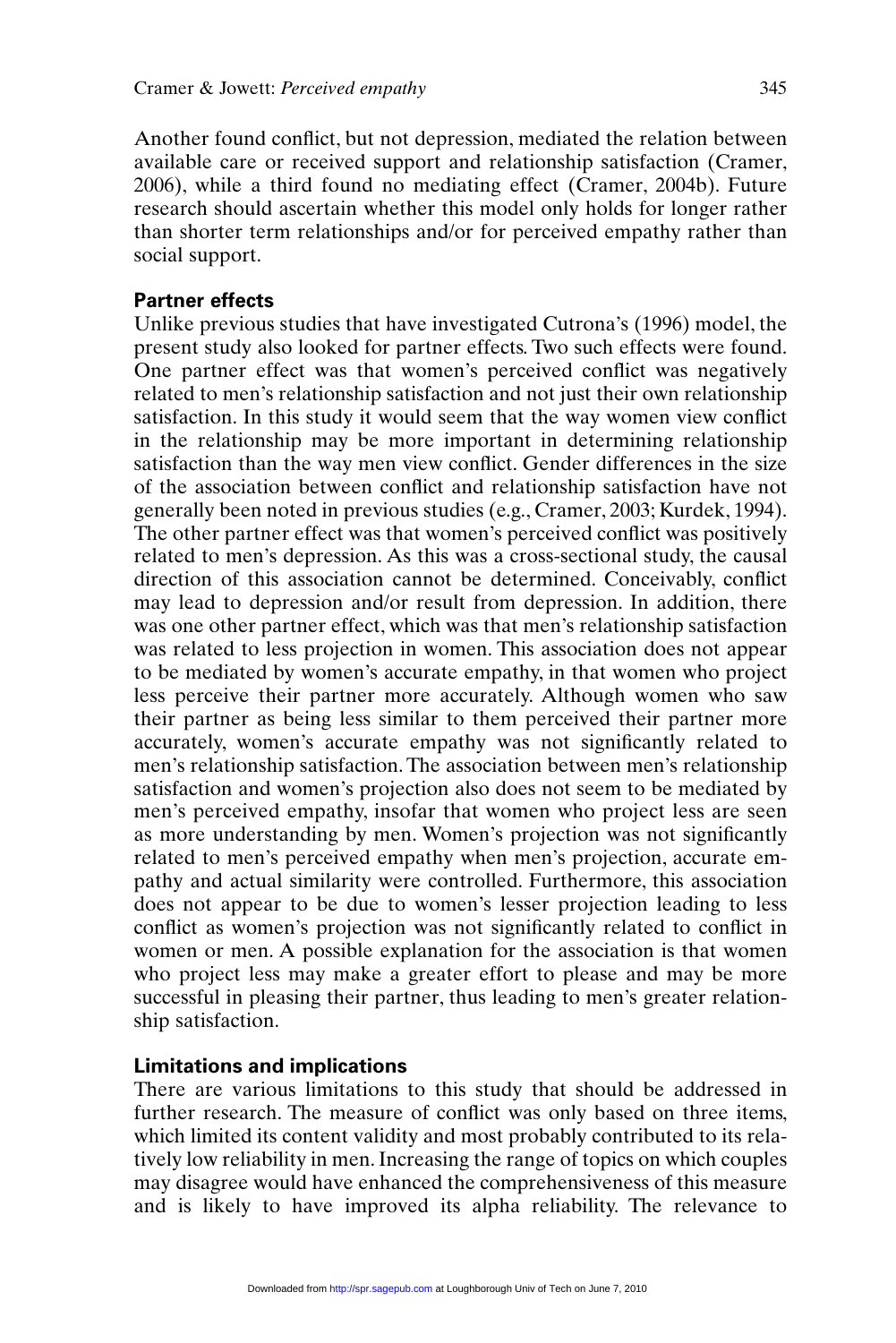Another found conflict, but not depression, mediated the relation between available care or received support and relationship satisfaction (Cramer, 2006), while a third found no mediating effect (Cramer, 2004b). Future research should ascertain whether this model only holds for longer rather than shorter term relationships and/or for perceived empathy rather than social support.

### Partner effects

Unlike previous studies that have investigated Cutrona's (1996) model, the present study also looked for partner effects. Two such effects were found. One partner effect was that women's perceived conflict was negatively related to men's relationship satisfaction and not just their own relationship satisfaction. In this study it would seem that the way women view conflict in the relationship may be more important in determining relationship satisfaction than the way men view conflict. Gender differences in the size of the association between conflict and relationship satisfaction have not generally been noted in previous studies (e.g., Cramer, 2003; Kurdek, 1994). The other partner effect was that women's perceived conflict was positively related to men's depression. As this was a cross-sectional study, the causal direction of this association cannot be determined. Conceivably, conflict may lead to depression and/or result from depression. In addition, there was one other partner effect, which was that men's relationship satisfaction was related to less projection in women. This association does not appear to be mediated by women's accurate empathy, in that women who project less perceive their partner more accurately. Although women who saw their partner as being less similar to them perceived their partner more accurately, women's accurate empathy was not significantly related to men's relationship satisfaction. The association between men's relationship satisfaction and women's projection also does not seem to be mediated by men's perceived empathy, insofar that women who project less are seen as more understanding by men. Women's projection was not significantly related to men's perceived empathy when men's projection, accurate empathy and actual similarity were controlled. Furthermore, this association does not appear to be due to women's lesser projection leading to less conflict as women's projection was not significantly related to conflict in women or men. A possible explanation for the association is that women who project less may make a greater effort to please and may be more successful in pleasing their partner, thus leading to men's greater relationship satisfaction.

### Limitations and implications

There are various limitations to this study that should be addressed in further research. The measure of conflict was only based on three items, which limited its content validity and most probably contributed to its relatively low reliability in men. Increasing the range of topics on which couples may disagree would have enhanced the comprehensiveness of this measure and is likely to have improved its alpha reliability. The relevance to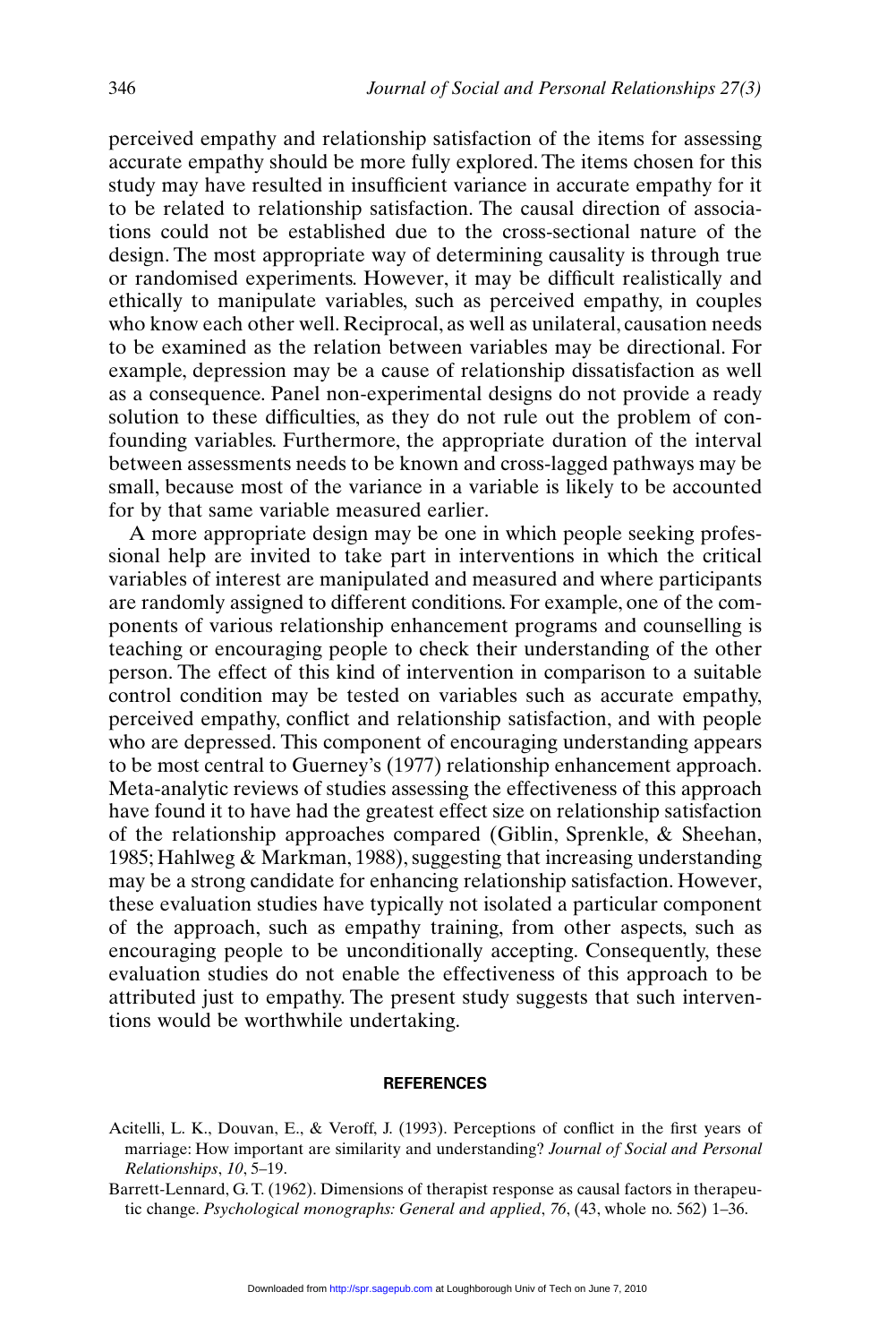perceived empathy and relationship satisfaction of the items for assessing accurate empathy should be more fully explored. The items chosen for this study may have resulted in insufficient variance in accurate empathy for it to be related to relationship satisfaction. The causal direction of associations could not be established due to the cross-sectional nature of the design. The most appropriate way of determining causality is through true or randomised experiments. However, it may be difficult realistically and ethically to manipulate variables, such as perceived empathy, in couples who know each other well. Reciprocal, as well as unilateral, causation needs to be examined as the relation between variables may be directional. For example, depression may be a cause of relationship dissatisfaction as well as a consequence. Panel non-experimental designs do not provide a ready solution to these difficulties, as they do not rule out the problem of confounding variables. Furthermore, the appropriate duration of the interval between assessments needs to be known and cross-lagged pathways may be small, because most of the variance in a variable is likely to be accounted for by that same variable measured earlier.

A more appropriate design may be one in which people seeking professional help are invited to take part in interventions in which the critical variables of interest are manipulated and measured and where participants are randomly assigned to different conditions. For example, one of the components of various relationship enhancement programs and counselling is teaching or encouraging people to check their understanding of the other person. The effect of this kind of intervention in comparison to a suitable control condition may be tested on variables such as accurate empathy, perceived empathy, conflict and relationship satisfaction, and with people who are depressed. This component of encouraging understanding appears to be most central to Guerney's (1977) relationship enhancement approach. Meta-analytic reviews of studies assessing the effectiveness of this approach have found it to have had the greatest effect size on relationship satisfaction of the relationship approaches compared (Giblin, Sprenkle, & Sheehan, 1985; Hahlweg & Markman, 1988), suggesting that increasing understanding may be a strong candidate for enhancing relationship satisfaction. However, these evaluation studies have typically not isolated a particular component of the approach, such as empathy training, from other aspects, such as encouraging people to be unconditionally accepting. Consequently, these evaluation studies do not enable the effectiveness of this approach to be attributed just to empathy. The present study suggests that such interventions would be worthwhile undertaking.

## REFERENCES

Acitelli, L. K., Douvan, E., & Veroff, J. (1993). Perceptions of conflict in the first years of marriage: How important are similarity and understanding? *Journal of Social and Personal Relationships*, *10*, 5–19.

Barrett-Lennard, G. T. (1962). Dimensions of therapist response as causal factors in therapeutic change. *Psychological monographs: General and applied*, *76*, (43, whole no. 562) 1–36.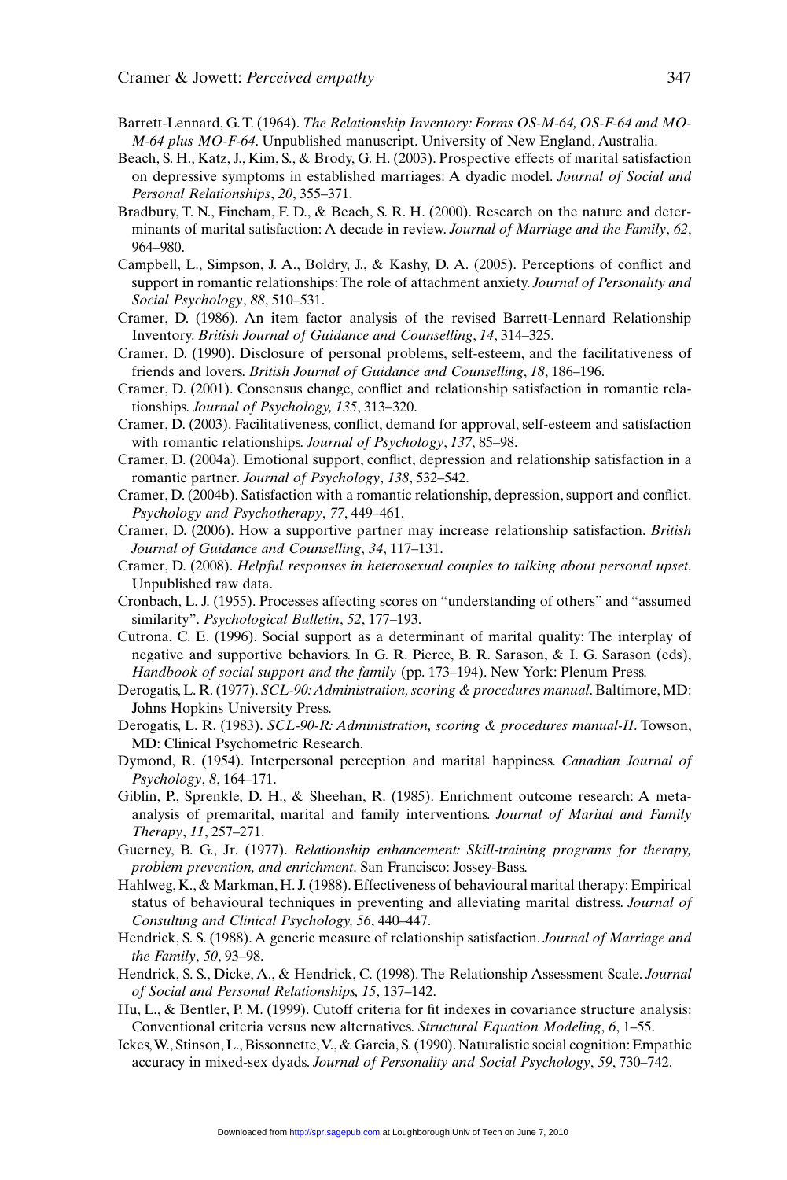Barrett-Lennard, G. T. (1964). *The Relationship Inventory: Forms OS-M-64, OS-F-64 and MO-M-64 plus MO-F-64*. Unpublished manuscript. University of New England, Australia.

Beach, S. H., Katz, J., Kim, S., & Brody, G. H. (2003). Prospective effects of marital satisfaction on depressive symptoms in established marriages: A dyadic model. *Journal of Social and Personal Relationships*, *20*, 355–371.

Bradbury, T. N., Fincham, F. D., & Beach, S. R. H. (2000). Research on the nature and determinants of marital satisfaction: A decade in review. *Journal of Marriage and the Family*, *62*, 964–980.

Campbell, L., Simpson, J. A., Boldry, J., & Kashy, D. A. (2005). Perceptions of conflict and support in romantic relationships: The role of attachment anxiety. *Journal of Personality and Social Psychology*, *88*, 510–531.

Cramer, D. (1986). An item factor analysis of the revised Barrett-Lennard Relationship Inventory. *British Journal of Guidance and Counselling*, *14*, 314–325.

Cramer, D. (1990). Disclosure of personal problems, self-esteem, and the facilitativeness of friends and lovers. *British Journal of Guidance and Counselling*, *18*, 186–196.

Cramer, D. (2001). Consensus change, conflict and relationship satisfaction in romantic relationships. *Journal of Psychology, 135*, 313–320.

Cramer, D. (2003). Facilitativeness, conflict, demand for approval, self-esteem and satisfaction with romantic relationships. *Journal of Psychology*, *137*, 85–98.

Cramer, D. (2004a). Emotional support, conflict, depression and relationship satisfaction in a romantic partner. *Journal of Psychology*, *138*, 532–542.

Cramer, D. (2004b). Satisfaction with a romantic relationship, depression, support and conflict. *Psychology and Psychotherapy*, *77*, 449–461.

Cramer, D. (2006). How a supportive partner may increase relationship satisfaction. *British Journal of Guidance and Counselling*, *34*, 117–131.

Cramer, D. (2008). *Helpful responses in heterosexual couples to talking about personal upset*. Unpublished raw data.

Cronbach, L. J. (1955). Processes affecting scores on "understanding of others" and "assumed similarity". *Psychological Bulletin*, *52*, 177–193.

Cutrona, C. E. (1996). Social support as a determinant of marital quality: The interplay of negative and supportive behaviors. In G. R. Pierce, B. R. Sarason, & I. G. Sarason (eds), *Handbook of social support and the family* (pp. 173–194). New York: Plenum Press.

Derogatis, L. R. (1977). *SCL-90: Administration, scoring & procedures manual*. Baltimore, MD: Johns Hopkins University Press.

Derogatis, L. R. (1983). *SCL-90-R: Administration, scoring & procedures manual-II*. Towson, MD: Clinical Psychometric Research.

Dymond, R. (1954). Interpersonal perception and marital happiness. *Canadian Journal of Psychology*, *8*, 164–171.

Giblin, P., Sprenkle, D. H., & Sheehan, R. (1985). Enrichment outcome research: A meta-analysis of premarital, marital and family interventions. *Journal of Marital and Family Therapy*, *11*, 257–271.

Guerney, B. G., Jr. (1977). *Relationship enhancement: Skill-training programs for therapy, problem prevention, and enrichment*. San Francisco: Jossey-Bass.

Hahlweg, K., & Markman, H. J. (1988). Effectiveness of behavioural marital therapy: Empirical status of behavioural techniques in preventing and alleviating marital distress. *Journal of Consulting and Clinical Psychology, 56*, 440–447.

Hendrick, S. S. (1988). A generic measure of relationship satisfaction. *Journal of Marriage and the Family*, *50*, 93–98.

Hendrick, S. S., Dicke, A., & Hendrick, C. (1998). The Relationship Assessment Scale. *Journal of Social and Personal Relationships, 15*, 137–142.

Hu, L., & Bentler, P. M. (1999). Cutoff criteria for fit indexes in covariance structure analysis: Conventional criteria versus new alternatives. *Structural Equation Modeling*, *6*, 1–55.

Ickes, W., Stinson, L., Bissonnette, V., & Garcia, S. (1990). Naturalistic social cognition: Empathic accuracy in mixed-sex dyads. *Journal of Personality and Social Psychology*, *59*, 730–742.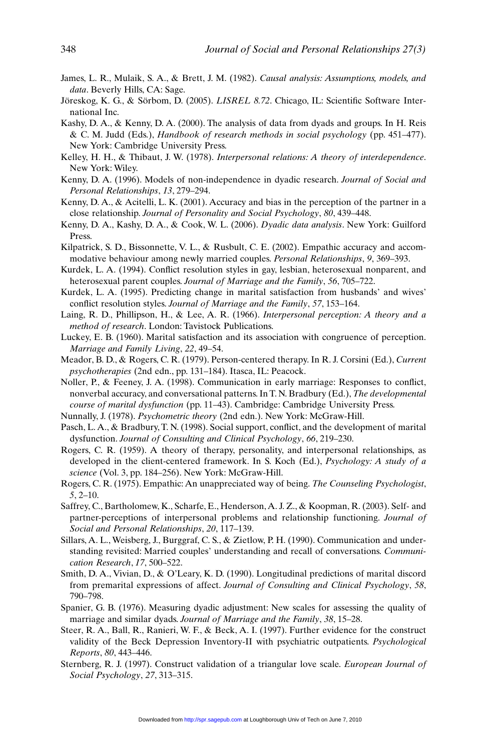James, L. R., Mulaik, S. A., & Brett, J. M. (1982). *Causal analysis: Assumptions, models, and data*. Beverly Hills, CA: Sage.

Jöreskog, K. G., & Sörbom, D. (2005). *LISREL 8.72*. Chicago, IL: Scientific Software International Inc.

Kashy, D. A., & Kenny, D. A. (2000). The analysis of data from dyads and groups. In H. Reis & C. M. Judd (Eds.), *Handbook of research methods in social psychology* (pp. 451–477). New York: Cambridge University Press.

Kelley, H. H., & Thibaut, J. W. (1978). *Interpersonal relations: A theory of interdependence*. New York: Wiley.

Kenny, D. A. (1996). Models of non-independence in dyadic research. *Journal of Social and Personal Relationships*, *13*, 279–294.

Kenny, D. A., & Acitelli, L. K. (2001). Accuracy and bias in the perception of the partner in a close relationship. *Journal of Personality and Social Psychology*, *80*, 439–448.

Kenny, D. A., Kashy, D. A., & Cook, W. L. (2006). *Dyadic data analysis*. New York: Guilford Press.

Kilpatrick, S. D., Bissonnette, V. L., & Rusbult, C. E. (2002). Empathic accuracy and accommodative behaviour among newly married couples. *Personal Relationships*, *9*, 369–393.

Kurdek, L. A. (1994). Conflict resolution styles in gay, lesbian, heterosexual nonparent, and heterosexual parent couples. *Journal of Marriage and the Family*, *56*, 705–722.

Kurdek, L. A. (1995). Predicting change in marital satisfaction from husbands' and wives' conflict resolution styles. *Journal of Marriage and the Family*, *57*, 153–164.

Laing, R. D., Phillipson, H., & Lee, A. R. (1966). *Interpersonal perception: A theory and a method of research*. London: Tavistock Publications.

Luckey, E. B. (1960). Marital satisfaction and its association with congruence of perception. *Marriage and Family Living*, *22*, 49–54.

Meador, B. D., & Rogers, C. R. (1979). Person-centered therapy. In R. J. Corsini (Ed.), *Current psychotherapies* (2nd edn., pp. 131–184). Itasca, IL: Peacock.

Noller, P., & Feeney, J. A. (1998). Communication in early marriage: Responses to conflict, nonverbal accuracy, and conversational patterns. In T. N. Bradbury (Ed.), *The developmental course of marital dysfunction* (pp. 11–43). Cambridge: Cambridge University Press.

Nunnally, J. (1978). *Psychometric theory* (2nd edn.). New York: McGraw-Hill.

Pasch, L. A., & Bradbury, T. N. (1998). Social support, conflict, and the development of marital dysfunction. *Journal of Consulting and Clinical Psychology*, *66*, 219–230.

Rogers, C. R. (1959). A theory of therapy, personality, and interpersonal relationships, as developed in the client-centered framework. In S. Koch (Ed.), *Psychology: A study of a science* (Vol. 3, pp. 184–256). New York: McGraw-Hill.

Rogers, C. R. (1975). Empathic: An unappreciated way of being. *The Counseling Psychologist*, *5*, 2–10.

Saffrey, C., Bartholomew, K., Scharfe, E., Henderson, A. J. Z., & Koopman, R. (2003). Self- and partner-perceptions of interpersonal problems and relationship functioning. *Journal of Social and Personal Relationships*, *20*, 117–139.

Sillars, A. L., Weisberg, J., Burggraf, C. S., & Zietlow, P. H. (1990). Communication and understanding revisited: Married couples' understanding and recall of conversations. *Communication Research*, *17*, 500–522.

Smith, D. A., Vivian, D., & O'Leary, K. D. (1990). Longitudinal predictions of marital discord from premarital expressions of affect. *Journal of Consulting and Clinical Psychology*, *58*, 790–798.

Spanier, G. B. (1976). Measuring dyadic adjustment: New scales for assessing the quality of marriage and similar dyads. *Journal of Marriage and the Family*, *38*, 15–28.

Steer, R. A., Ball, R., Ranieri, W. F., & Beck, A. I. (1997). Further evidence for the construct validity of the Beck Depression Inventory-II with psychiatric outpatients. *Psychological Reports*, *80*, 443–446.

Sternberg, R. J. (1997). Construct validation of a triangular love scale. *European Journal of Social Psychology*, *27*, 313–315.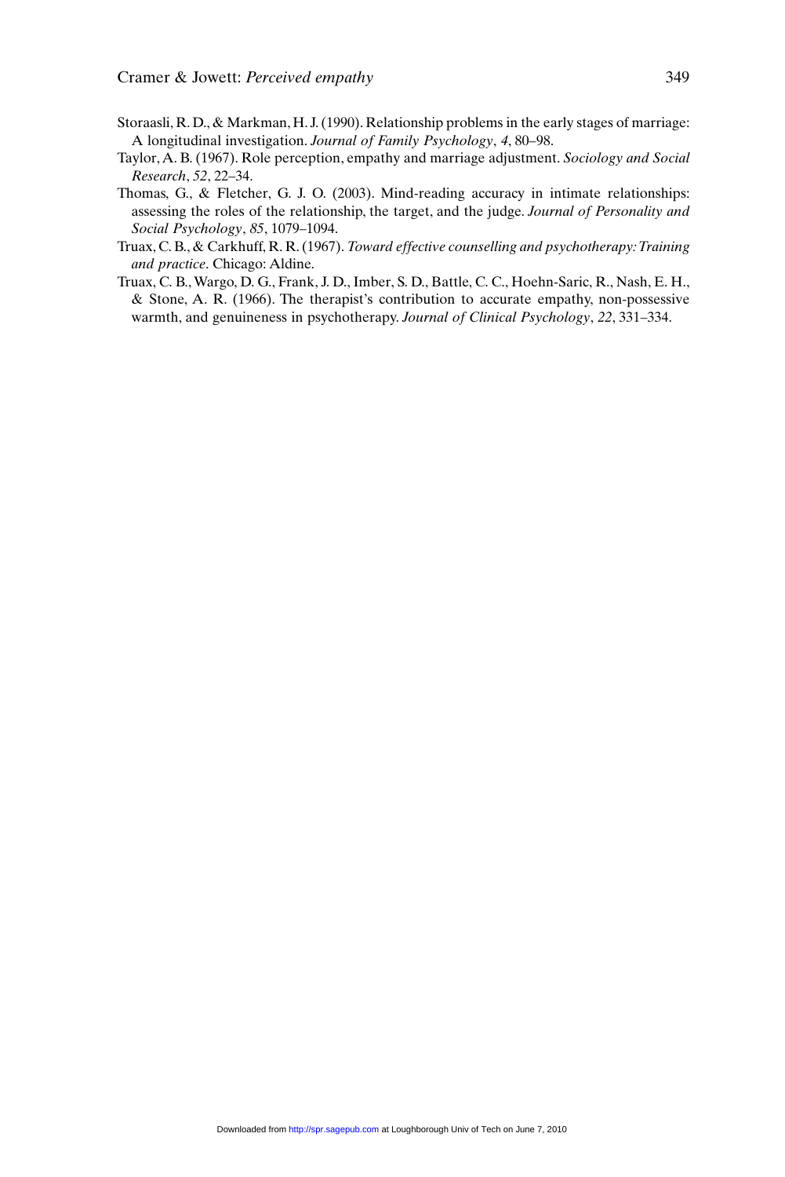Storaasli, R. D., & Markman, H. J. (1990). Relationship problems in the early stages of marriage: A longitudinal investigation. *Journal of Family Psychology*, *4*, 80–98.

Taylor, A. B. (1967). Role perception, empathy and marriage adjustment. *Sociology and Social Research*, *52*, 22–34.

Thomas, G., & Fletcher, G. J. O. (2003). Mind-reading accuracy in intimate relationships: assessing the roles of the relationship, the target, and the judge. *Journal of Personality and Social Psychology*, *85*, 1079–1094.

Truax, C. B., & Carkhuff, R. R. (1967). *Toward effective counselling and psychotherapy: Training and practice*. Chicago: Aldine.

Truax, C. B., Wargo, D. G., Frank, J. D., Imber, S. D., Battle, C. C., Hoehn-Saric, R., Nash, E. H., & Stone, A. R. (1966). The therapist's contribution to accurate empathy, non-possessive warmth, and genuineness in psychotherapy. *Journal of Clinical Psychology*, *22*, 331–334.